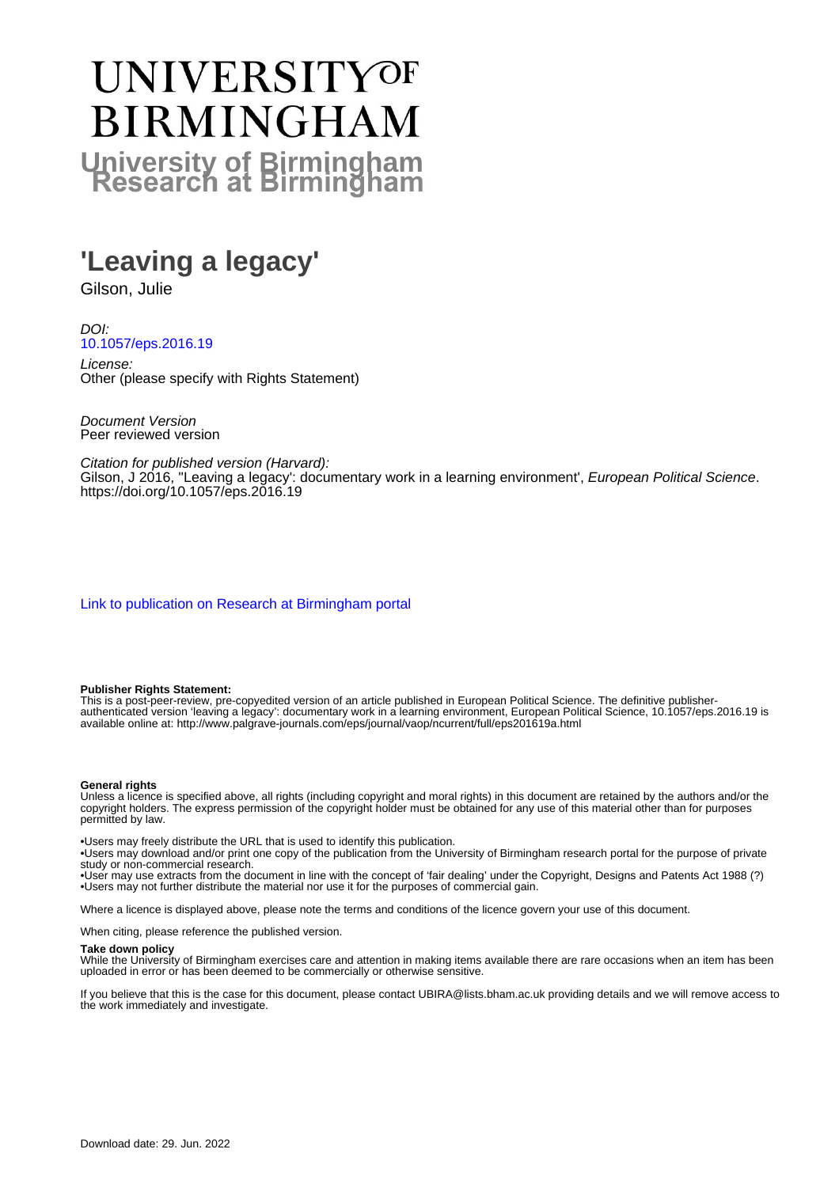# UNIVERSITY OF BIRMINGHAM

**University of Birmingham Research at Birmingham**

# 'Leaving a legacy'

Gilson, Julie

*DOI:*
10.1057/eps.2016.19

*License:*
Other (please specify with Rights Statement)

*Document Version*
Peer reviewed version

*Citation for published version (Harvard):*
Gilson, J 2016, ''Leaving a legacy': documentary work in a learning environment', *European Political Science*. https://doi.org/10.1057/eps.2016.19

Link to publication on Research at Birmingham portal

**Publisher Rights Statement:**
This is a post-peer-review, pre-copyedited version of an article published in European Political Science. The definitive publisher-authenticated version 'leaving a legacy': documentary work in a learning environment, European Political Science, 10.1057/eps.2016.19 is available online at: http://www.palgrave-journals.com/eps/journal/vaop/ncurrent/full/eps201619a.html

**General rights**
Unless a licence is specified above, all rights (including copyright and moral rights) in this document are retained by the authors and/or the copyright holders. The express permission of the copyright holder must be obtained for any use of this material other than for purposes permitted by law.

•Users may freely distribute the URL that is used to identify this publication.
•Users may download and/or print one copy of the publication from the University of Birmingham research portal for the purpose of private study or non-commercial research.
•User may use extracts from the document in line with the concept of 'fair dealing' under the Copyright, Designs and Patents Act 1988 (?)
•Users may not further distribute the material nor use it for the purposes of commercial gain.

Where a licence is displayed above, please note the terms and conditions of the licence govern your use of this document.

When citing, please reference the published version.

**Take down policy**
While the University of Birmingham exercises care and attention in making items available there are rare occasions when an item has been uploaded in error or has been deemed to be commercially or otherwise sensitive.

If you believe that this is the case for this document, please contact UBIRA@lists.bham.ac.uk providing details and we will remove access to the work immediately and investigate.

Download date: 29. Jun. 2022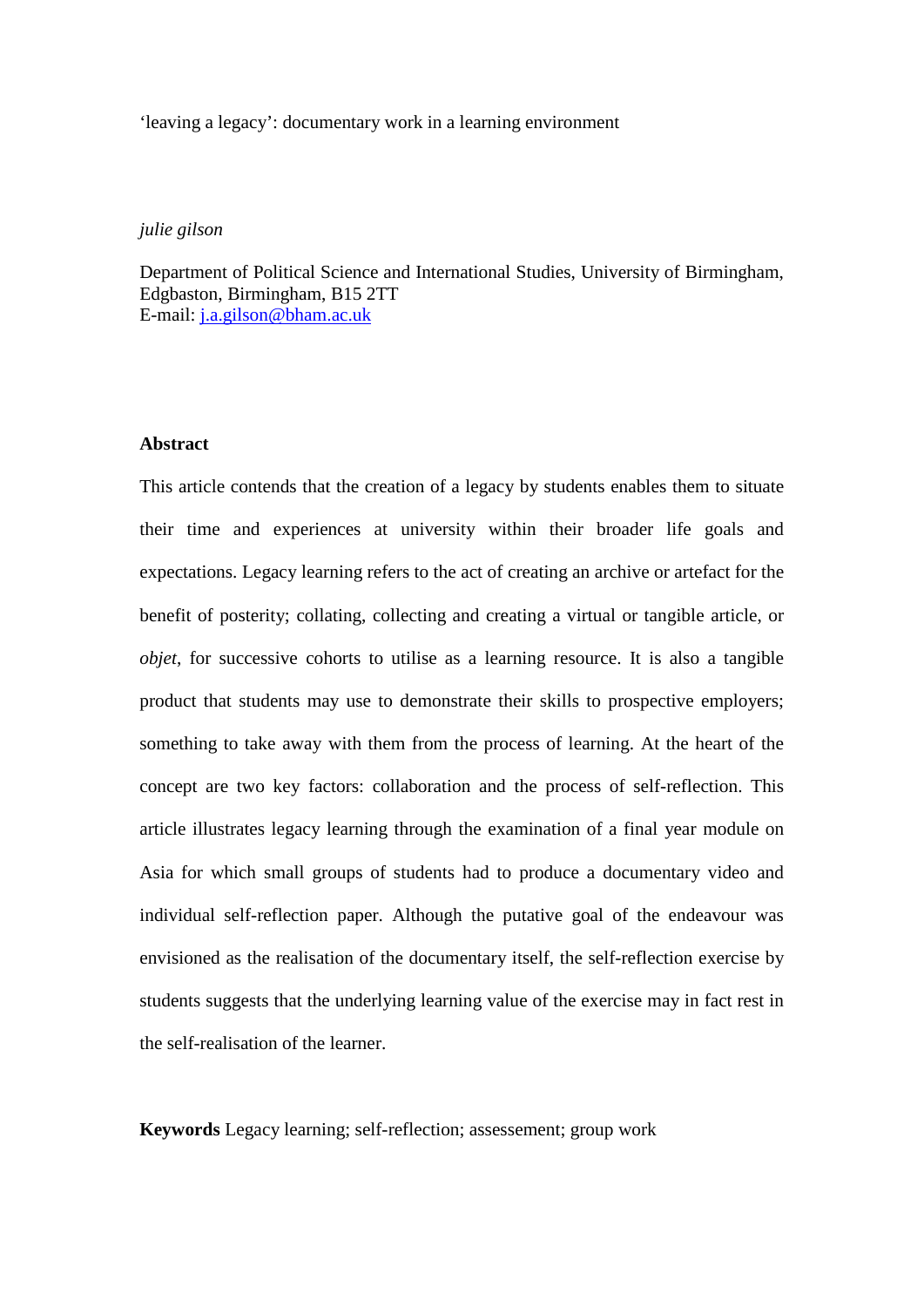‘leaving a legacy’: documentary work in a learning environment

*julie gilson*

Department of Political Science and International Studies, University of Birmingham, Edgbaston, Birmingham, B15 2TT
E-mail: j.a.gilson@bham.ac.uk

**Abstract**

This article contends that the creation of a legacy by students enables them to situate their time and experiences at university within their broader life goals and expectations. Legacy learning refers to the act of creating an archive or artefact for the benefit of posterity; collating, collecting and creating a virtual or tangible article, or *objet*, for successive cohorts to utilise as a learning resource. It is also a tangible product that students may use to demonstrate their skills to prospective employers; something to take away with them from the process of learning. At the heart of the concept are two key factors: collaboration and the process of self-reflection. This article illustrates legacy learning through the examination of a final year module on Asia for which small groups of students had to produce a documentary video and individual self-reflection paper. Although the putative goal of the endeavour was envisioned as the realisation of the documentary itself, the self-reflection exercise by students suggests that the underlying learning value of the exercise may in fact rest in the self-realisation of the learner.

**Keywords** Legacy learning; self-reflection; assessement; group work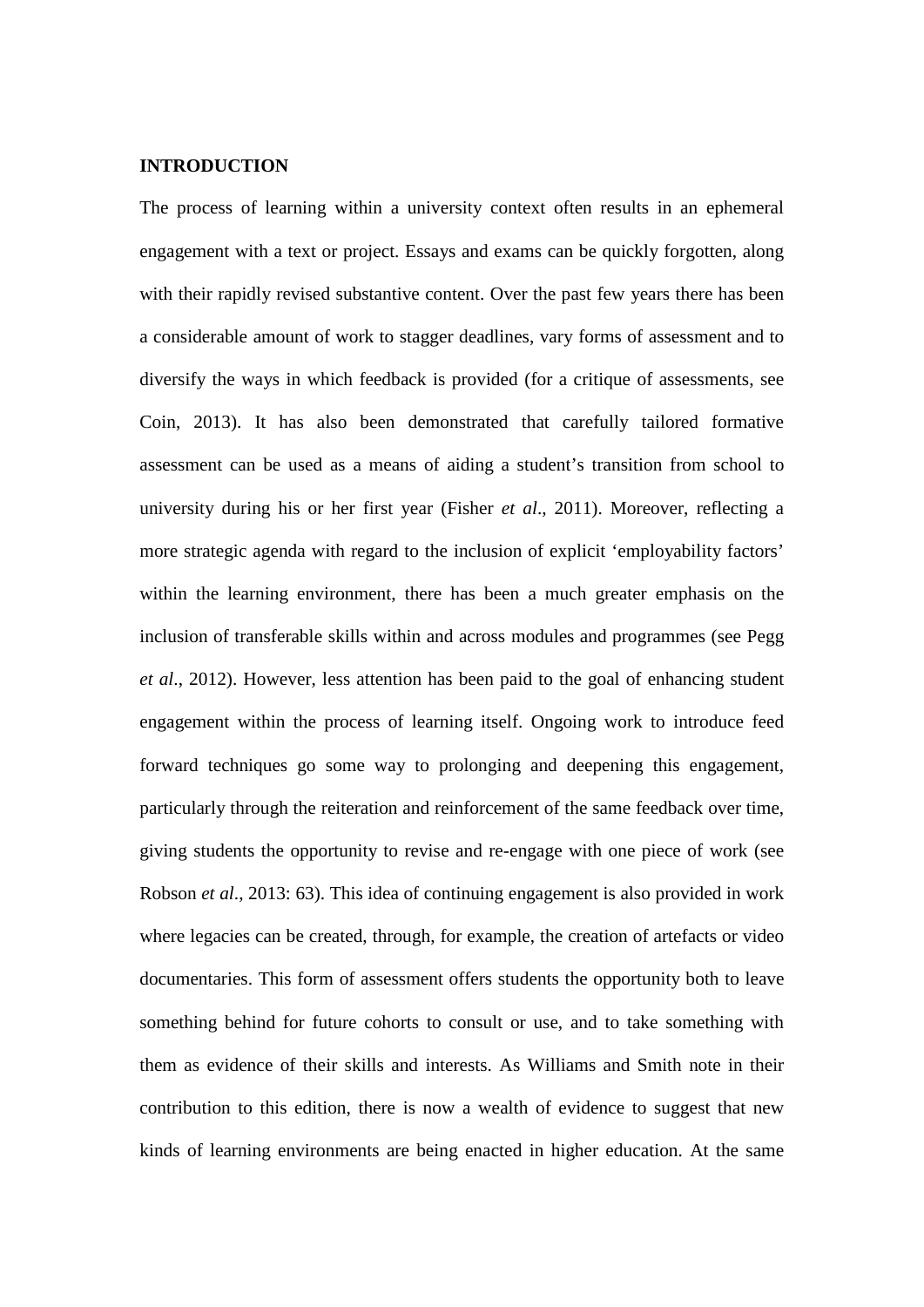## INTRODUCTION

The process of learning within a university context often results in an ephemeral engagement with a text or project. Essays and exams can be quickly forgotten, along with their rapidly revised substantive content. Over the past few years there has been a considerable amount of work to stagger deadlines, vary forms of assessment and to diversify the ways in which feedback is provided (for a critique of assessments, see Coin, 2013). It has also been demonstrated that carefully tailored formative assessment can be used as a means of aiding a student's transition from school to university during his or her first year (Fisher *et al*., 2011). Moreover, reflecting a more strategic agenda with regard to the inclusion of explicit 'employability factors' within the learning environment, there has been a much greater emphasis on the inclusion of transferable skills within and across modules and programmes (see Pegg *et al*., 2012). However, less attention has been paid to the goal of enhancing student engagement within the process of learning itself. Ongoing work to introduce feed forward techniques go some way to prolonging and deepening this engagement, particularly through the reiteration and reinforcement of the same feedback over time, giving students the opportunity to revise and re-engage with one piece of work (see Robson *et al*., 2013: 63). This idea of continuing engagement is also provided in work where legacies can be created, through, for example, the creation of artefacts or video documentaries. This form of assessment offers students the opportunity both to leave something behind for future cohorts to consult or use, and to take something with them as evidence of their skills and interests. As Williams and Smith note in their contribution to this edition, there is now a wealth of evidence to suggest that new kinds of learning environments are being enacted in higher education. At the same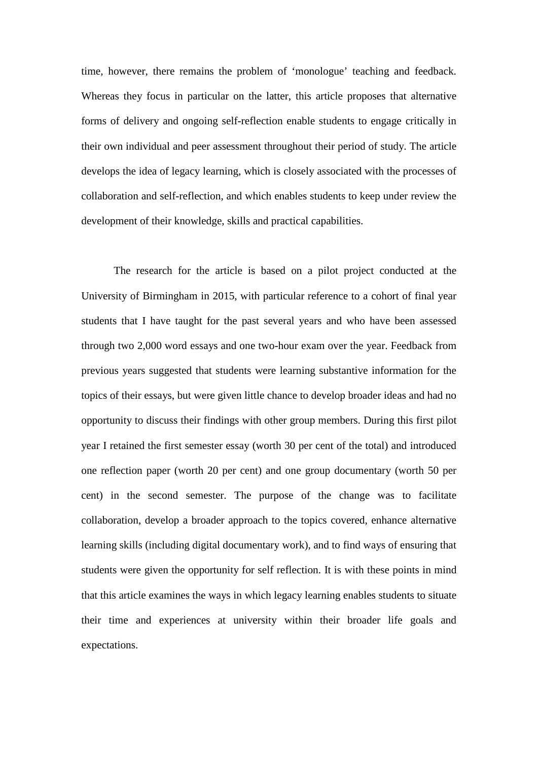time, however, there remains the problem of ‘monologue’ teaching and feedback. Whereas they focus in particular on the latter, this article proposes that alternative forms of delivery and ongoing self-reflection enable students to engage critically in their own individual and peer assessment throughout their period of study. The article develops the idea of legacy learning, which is closely associated with the processes of collaboration and self-reflection, and which enables students to keep under review the development of their knowledge, skills and practical capabilities.

The research for the article is based on a pilot project conducted at the University of Birmingham in 2015, with particular reference to a cohort of final year students that I have taught for the past several years and who have been assessed through two 2,000 word essays and one two-hour exam over the year. Feedback from previous years suggested that students were learning substantive information for the topics of their essays, but were given little chance to develop broader ideas and had no opportunity to discuss their findings with other group members. During this first pilot year I retained the first semester essay (worth 30 per cent of the total) and introduced one reflection paper (worth 20 per cent) and one group documentary (worth 50 per cent) in the second semester. The purpose of the change was to facilitate collaboration, develop a broader approach to the topics covered, enhance alternative learning skills (including digital documentary work), and to find ways of ensuring that students were given the opportunity for self reflection. It is with these points in mind that this article examines the ways in which legacy learning enables students to situate their time and experiences at university within their broader life goals and expectations.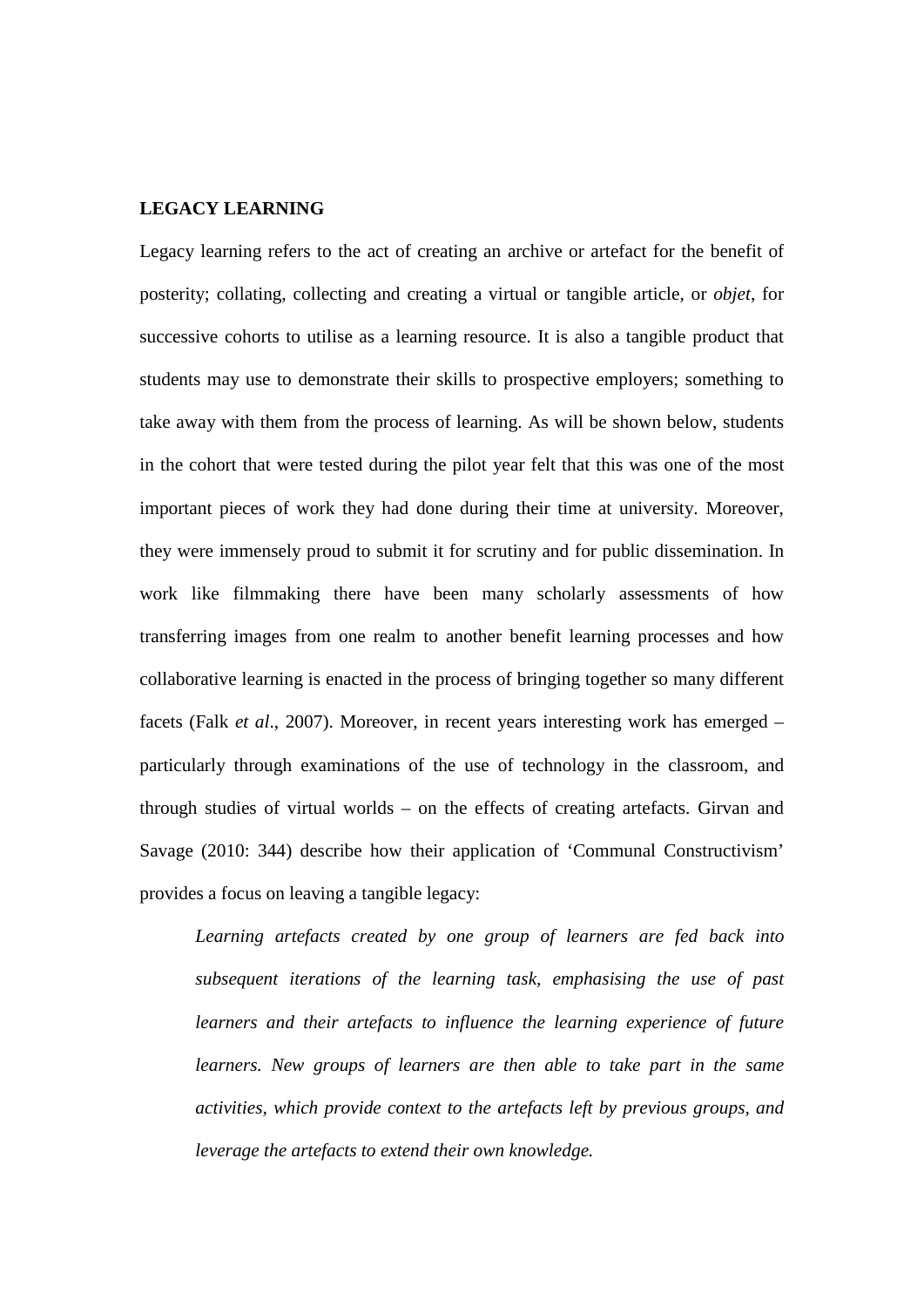## LEGACY LEARNING

Legacy learning refers to the act of creating an archive or artefact for the benefit of posterity; collating, collecting and creating a virtual or tangible article, or *objet*, for successive cohorts to utilise as a learning resource. It is also a tangible product that students may use to demonstrate their skills to prospective employers; something to take away with them from the process of learning. As will be shown below, students in the cohort that were tested during the pilot year felt that this was one of the most important pieces of work they had done during their time at university. Moreover, they were immensely proud to submit it for scrutiny and for public dissemination. In work like filmmaking there have been many scholarly assessments of how transferring images from one realm to another benefit learning processes and how collaborative learning is enacted in the process of bringing together so many different facets (Falk *et al*., 2007). Moreover, in recent years interesting work has emerged – particularly through examinations of the use of technology in the classroom, and through studies of virtual worlds – on the effects of creating artefacts. Girvan and Savage (2010: 344) describe how their application of 'Communal Constructivism' provides a focus on leaving a tangible legacy:

> *Learning artefacts created by one group of learners are fed back into subsequent iterations of the learning task, emphasising the use of past learners and their artefacts to influence the learning experience of future learners. New groups of learners are then able to take part in the same activities, which provide context to the artefacts left by previous groups, and leverage the artefacts to extend their own knowledge.*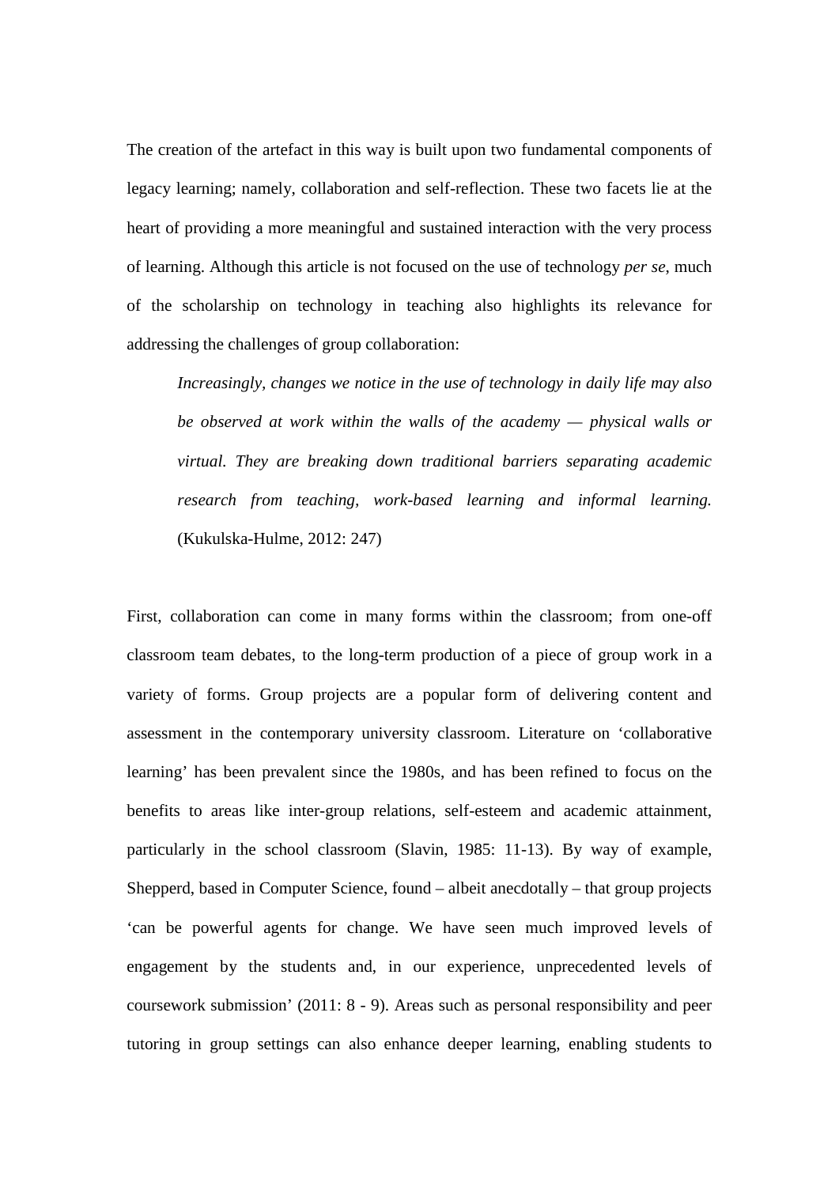The creation of the artefact in this way is built upon two fundamental components of legacy learning; namely, collaboration and self-reflection. These two facets lie at the heart of providing a more meaningful and sustained interaction with the very process of learning. Although this article is not focused on the use of technology *per se*, much of the scholarship on technology in teaching also highlights its relevance for addressing the challenges of group collaboration:

> *Increasingly, changes we notice in the use of technology in daily life may also be observed at work within the walls of the academy — physical walls or virtual. They are breaking down traditional barriers separating academic research from teaching, work-based learning and informal learning.* (Kukulska-Hulme, 2012: 247)

First, collaboration can come in many forms within the classroom; from one-off classroom team debates, to the long-term production of a piece of group work in a variety of forms. Group projects are a popular form of delivering content and assessment in the contemporary university classroom. Literature on 'collaborative learning' has been prevalent since the 1980s, and has been refined to focus on the benefits to areas like inter-group relations, self-esteem and academic attainment, particularly in the school classroom (Slavin, 1985: 11-13). By way of example, Shepperd, based in Computer Science, found – albeit anecdotally – that group projects 'can be powerful agents for change. We have seen much improved levels of engagement by the students and, in our experience, unprecedented levels of coursework submission' (2011: 8 - 9). Areas such as personal responsibility and peer tutoring in group settings can also enhance deeper learning, enabling students to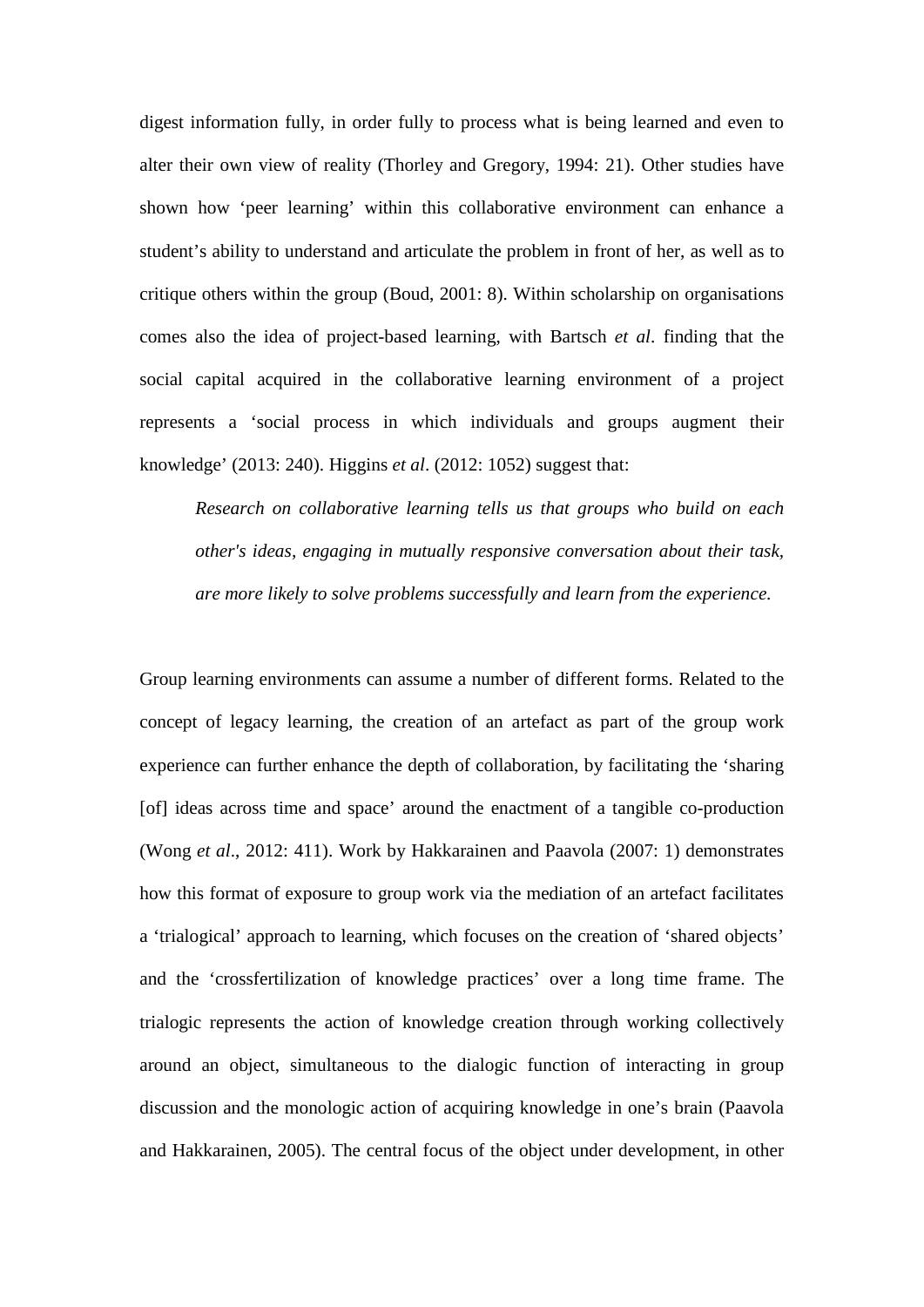digest information fully, in order fully to process what is being learned and even to alter their own view of reality (Thorley and Gregory, 1994: 21). Other studies have shown how 'peer learning' within this collaborative environment can enhance a student's ability to understand and articulate the problem in front of her, as well as to critique others within the group (Boud, 2001: 8). Within scholarship on organisations comes also the idea of project-based learning, with Bartsch *et al*. finding that the social capital acquired in the collaborative learning environment of a project represents a 'social process in which individuals and groups augment their knowledge' (2013: 240). Higgins *et al*. (2012: 1052) suggest that:

> *Research on collaborative learning tells us that groups who build on each other's ideas, engaging in mutually responsive conversation about their task, are more likely to solve problems successfully and learn from the experience.*

Group learning environments can assume a number of different forms. Related to the concept of legacy learning, the creation of an artefact as part of the group work experience can further enhance the depth of collaboration, by facilitating the 'sharing [of] ideas across time and space' around the enactment of a tangible co-production (Wong *et al*., 2012: 411). Work by Hakkarainen and Paavola (2007: 1) demonstrates how this format of exposure to group work via the mediation of an artefact facilitates a 'trialogical' approach to learning, which focuses on the creation of 'shared objects' and the 'crossfertilization of knowledge practices' over a long time frame. The trialogic represents the action of knowledge creation through working collectively around an object, simultaneous to the dialogic function of interacting in group discussion and the monologic action of acquiring knowledge in one's brain (Paavola and Hakkarainen, 2005). The central focus of the object under development, in other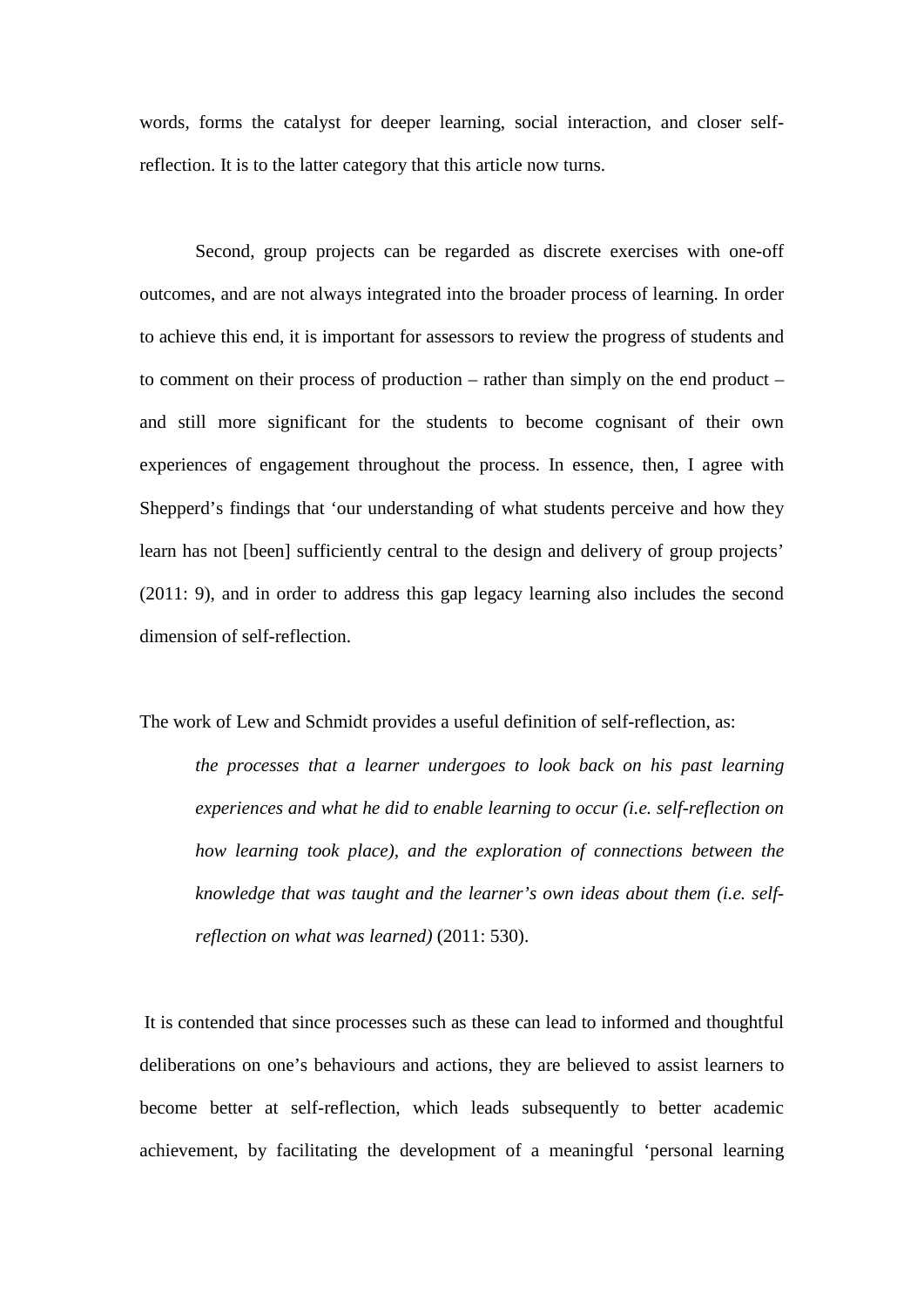words, forms the catalyst for deeper learning, social interaction, and closer self-reflection. It is to the latter category that this article now turns.

Second, group projects can be regarded as discrete exercises with one-off outcomes, and are not always integrated into the broader process of learning. In order to achieve this end, it is important for assessors to review the progress of students and to comment on their process of production – rather than simply on the end product – and still more significant for the students to become cognisant of their own experiences of engagement throughout the process. In essence, then, I agree with Shepperd's findings that 'our understanding of what students perceive and how they learn has not [been] sufficiently central to the design and delivery of group projects' (2011: 9), and in order to address this gap legacy learning also includes the second dimension of self-reflection.

The work of Lew and Schmidt provides a useful definition of self-reflection, as:

> *the processes that a learner undergoes to look back on his past learning experiences and what he did to enable learning to occur (i.e. self-reflection on how learning took place), and the exploration of connections between the knowledge that was taught and the learner's own ideas about them (i.e. self-reflection on what was learned)* (2011: 530).

It is contended that since processes such as these can lead to informed and thoughtful deliberations on one's behaviours and actions, they are believed to assist learners to become better at self-reflection, which leads subsequently to better academic achievement, by facilitating the development of a meaningful 'personal learning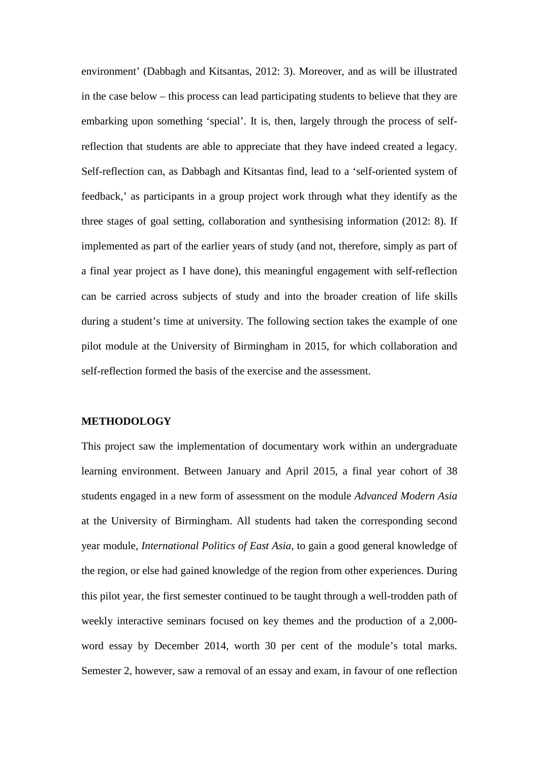environment' (Dabbagh and Kitsantas, 2012: 3). Moreover, and as will be illustrated in the case below – this process can lead participating students to believe that they are embarking upon something 'special'. It is, then, largely through the process of self-reflection that students are able to appreciate that they have indeed created a legacy. Self-reflection can, as Dabbagh and Kitsantas find, lead to a 'self-oriented system of feedback,' as participants in a group project work through what they identify as the three stages of goal setting, collaboration and synthesising information (2012: 8). If implemented as part of the earlier years of study (and not, therefore, simply as part of a final year project as I have done), this meaningful engagement with self-reflection can be carried across subjects of study and into the broader creation of life skills during a student's time at university. The following section takes the example of one pilot module at the University of Birmingham in 2015, for which collaboration and self-reflection formed the basis of the exercise and the assessment.

## METHODOLOGY

This project saw the implementation of documentary work within an undergraduate learning environment. Between January and April 2015, a final year cohort of 38 students engaged in a new form of assessment on the module *Advanced Modern Asia* at the University of Birmingham. All students had taken the corresponding second year module, *International Politics of East Asia*, to gain a good general knowledge of the region, or else had gained knowledge of the region from other experiences. During this pilot year, the first semester continued to be taught through a well-trodden path of weekly interactive seminars focused on key themes and the production of a 2,000-word essay by December 2014, worth 30 per cent of the module's total marks. Semester 2, however, saw a removal of an essay and exam, in favour of one reflection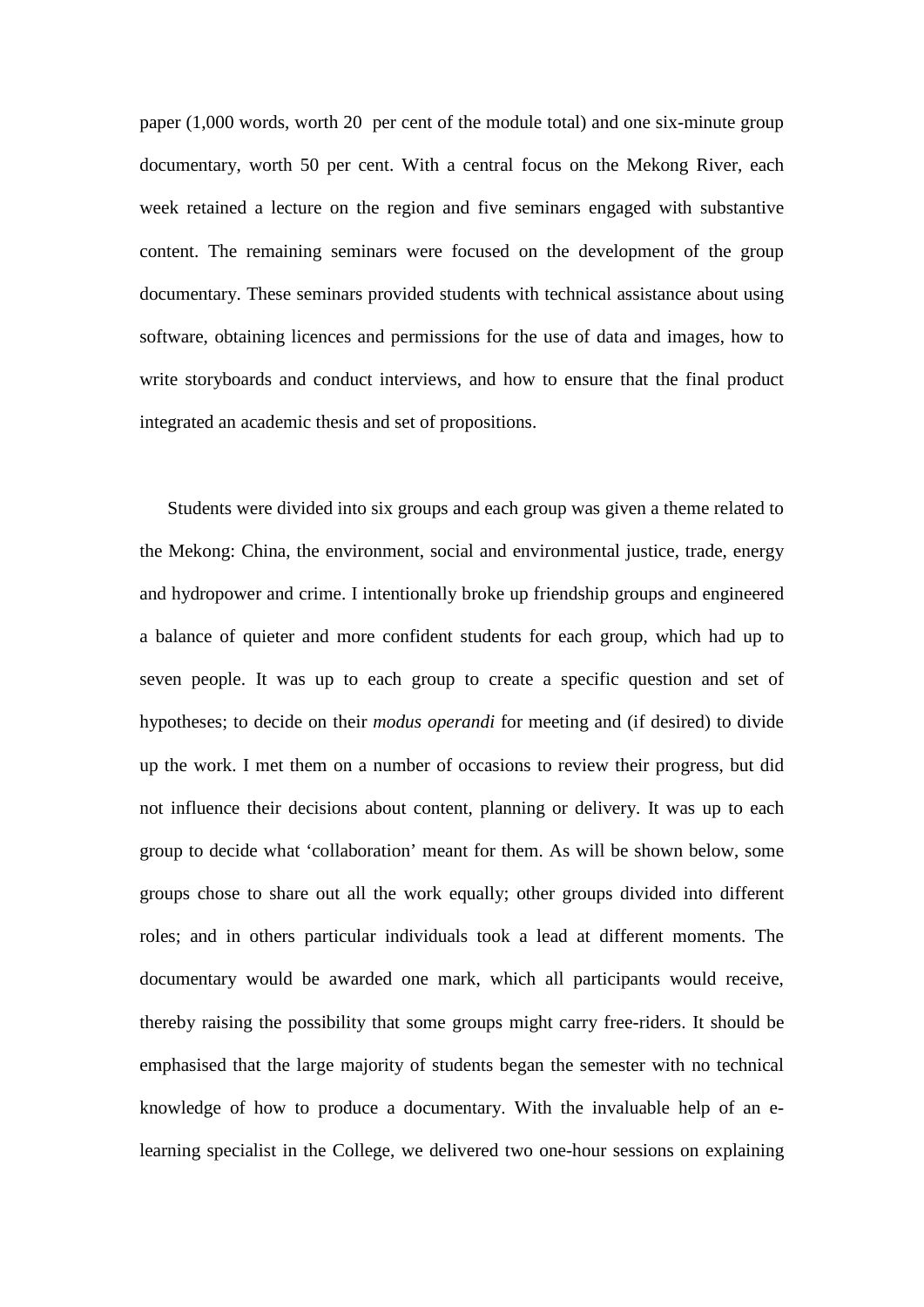paper (1,000 words, worth 20 per cent of the module total) and one six-minute group documentary, worth 50 per cent. With a central focus on the Mekong River, each week retained a lecture on the region and five seminars engaged with substantive content. The remaining seminars were focused on the development of the group documentary. These seminars provided students with technical assistance about using software, obtaining licences and permissions for the use of data and images, how to write storyboards and conduct interviews, and how to ensure that the final product integrated an academic thesis and set of propositions.

Students were divided into six groups and each group was given a theme related to the Mekong: China, the environment, social and environmental justice, trade, energy and hydropower and crime. I intentionally broke up friendship groups and engineered a balance of quieter and more confident students for each group, which had up to seven people. It was up to each group to create a specific question and set of hypotheses; to decide on their *modus operandi* for meeting and (if desired) to divide up the work. I met them on a number of occasions to review their progress, but did not influence their decisions about content, planning or delivery. It was up to each group to decide what 'collaboration' meant for them. As will be shown below, some groups chose to share out all the work equally; other groups divided into different roles; and in others particular individuals took a lead at different moments. The documentary would be awarded one mark, which all participants would receive, thereby raising the possibility that some groups might carry free-riders. It should be emphasised that the large majority of students began the semester with no technical knowledge of how to produce a documentary. With the invaluable help of an e-learning specialist in the College, we delivered two one-hour sessions on explaining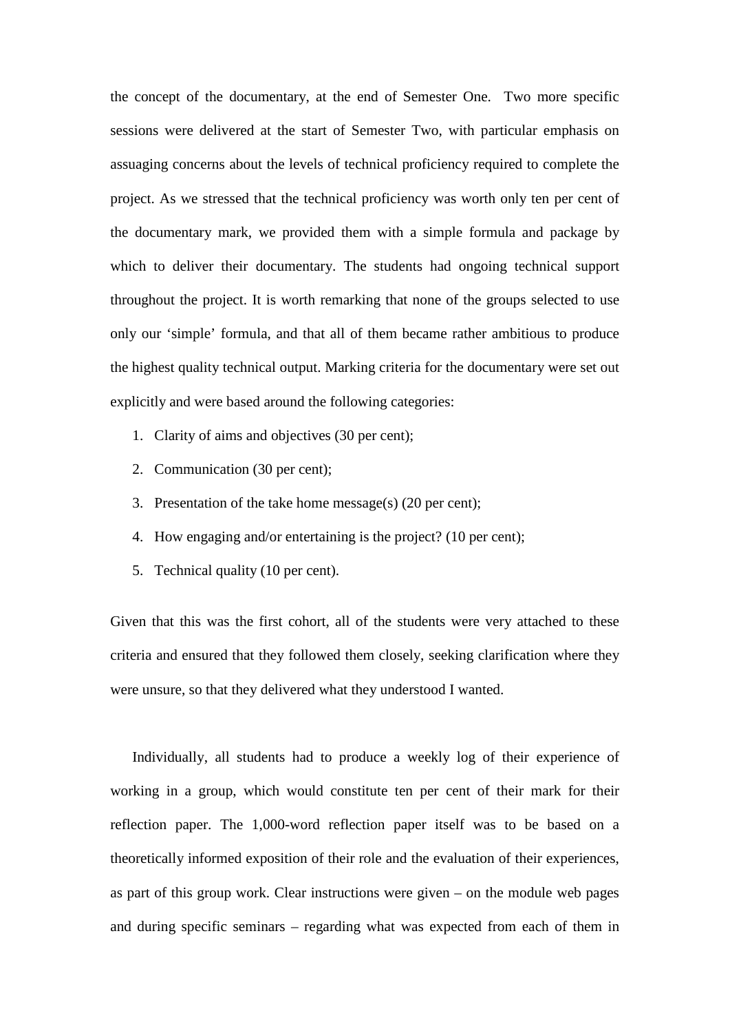the concept of the documentary, at the end of Semester One. Two more specific sessions were delivered at the start of Semester Two, with particular emphasis on assuaging concerns about the levels of technical proficiency required to complete the project. As we stressed that the technical proficiency was worth only ten per cent of the documentary mark, we provided them with a simple formula and package by which to deliver their documentary. The students had ongoing technical support throughout the project. It is worth remarking that none of the groups selected to use only our 'simple' formula, and that all of them became rather ambitious to produce the highest quality technical output. Marking criteria for the documentary were set out explicitly and were based around the following categories:

1. Clarity of aims and objectives (30 per cent);
2. Communication (30 per cent);
3. Presentation of the take home message(s) (20 per cent);
4. How engaging and/or entertaining is the project? (10 per cent);
5. Technical quality (10 per cent).

Given that this was the first cohort, all of the students were very attached to these criteria and ensured that they followed them closely, seeking clarification where they were unsure, so that they delivered what they understood I wanted.

Individually, all students had to produce a weekly log of their experience of working in a group, which would constitute ten per cent of their mark for their reflection paper. The 1,000-word reflection paper itself was to be based on a theoretically informed exposition of their role and the evaluation of their experiences, as part of this group work. Clear instructions were given – on the module web pages and during specific seminars – regarding what was expected from each of them in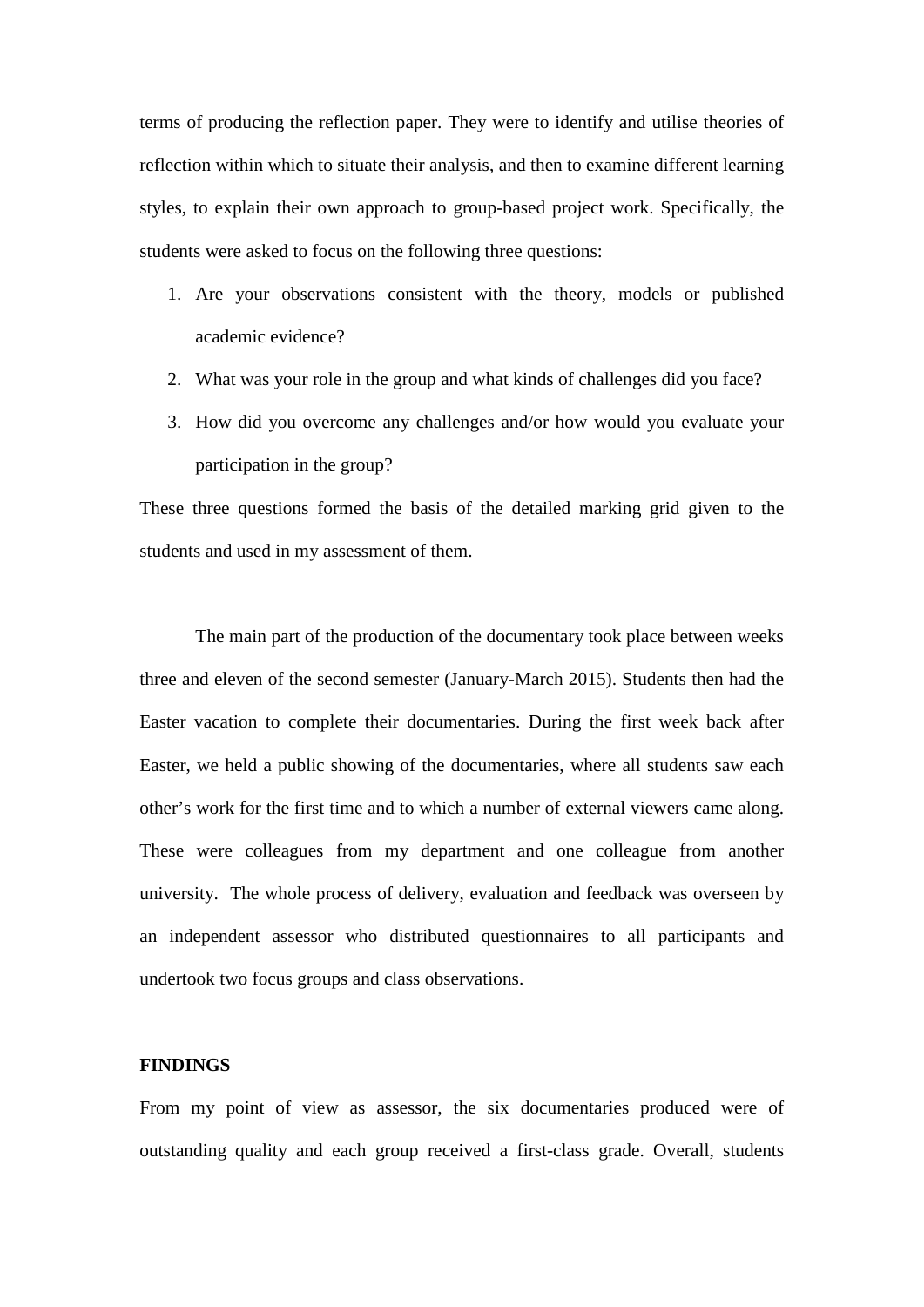terms of producing the reflection paper. They were to identify and utilise theories of reflection within which to situate their analysis, and then to examine different learning styles, to explain their own approach to group-based project work. Specifically, the students were asked to focus on the following three questions:

1. Are your observations consistent with the theory, models or published academic evidence?
2. What was your role in the group and what kinds of challenges did you face?
3. How did you overcome any challenges and/or how would you evaluate your participation in the group?

These three questions formed the basis of the detailed marking grid given to the students and used in my assessment of them.

The main part of the production of the documentary took place between weeks three and eleven of the second semester (January-March 2015). Students then had the Easter vacation to complete their documentaries. During the first week back after Easter, we held a public showing of the documentaries, where all students saw each other's work for the first time and to which a number of external viewers came along. These were colleagues from my department and one colleague from another university. The whole process of delivery, evaluation and feedback was overseen by an independent assessor who distributed questionnaires to all participants and undertook two focus groups and class observations.

**FINDINGS**

From my point of view as assessor, the six documentaries produced were of outstanding quality and each group received a first-class grade. Overall, students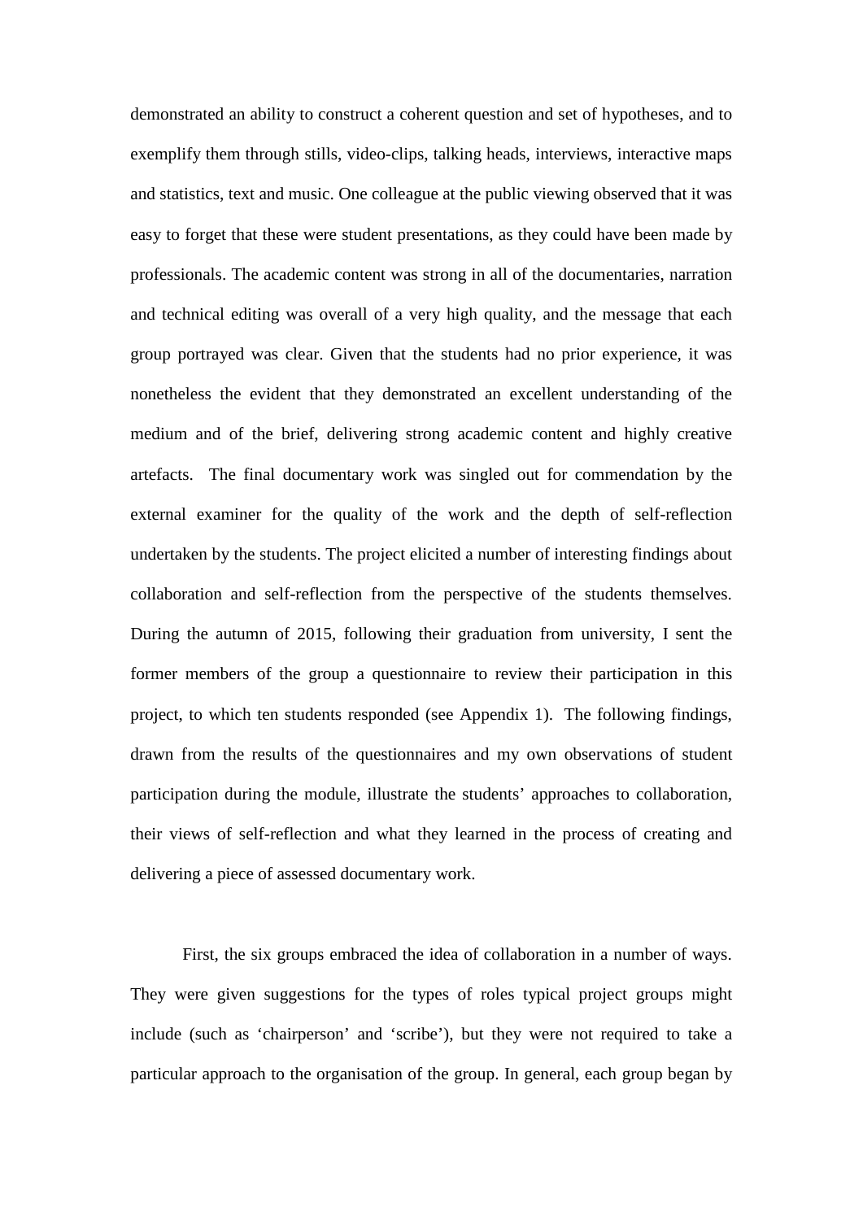demonstrated an ability to construct a coherent question and set of hypotheses, and to exemplify them through stills, video-clips, talking heads, interviews, interactive maps and statistics, text and music. One colleague at the public viewing observed that it was easy to forget that these were student presentations, as they could have been made by professionals. The academic content was strong in all of the documentaries, narration and technical editing was overall of a very high quality, and the message that each group portrayed was clear. Given that the students had no prior experience, it was nonetheless the evident that they demonstrated an excellent understanding of the medium and of the brief, delivering strong academic content and highly creative artefacts.  The final documentary work was singled out for commendation by the external examiner for the quality of the work and the depth of self-reflection undertaken by the students. The project elicited a number of interesting findings about collaboration and self-reflection from the perspective of the students themselves. During the autumn of 2015, following their graduation from university, I sent the former members of the group a questionnaire to review their participation in this project, to which ten students responded (see Appendix 1).  The following findings, drawn from the results of the questionnaires and my own observations of student participation during the module, illustrate the students' approaches to collaboration, their views of self-reflection and what they learned in the process of creating and delivering a piece of assessed documentary work.

First, the six groups embraced the idea of collaboration in a number of ways. They were given suggestions for the types of roles typical project groups might include (such as 'chairperson' and 'scribe'), but they were not required to take a particular approach to the organisation of the group. In general, each group began by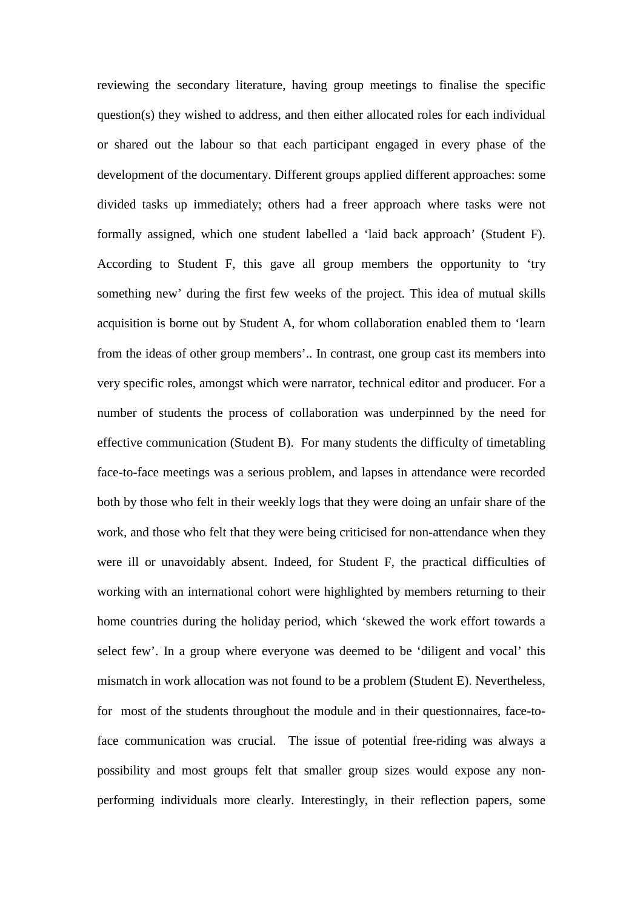reviewing the secondary literature, having group meetings to finalise the specific question(s) they wished to address, and then either allocated roles for each individual or shared out the labour so that each participant engaged in every phase of the development of the documentary. Different groups applied different approaches: some divided tasks up immediately; others had a freer approach where tasks were not formally assigned, which one student labelled a 'laid back approach' (Student F). According to Student F, this gave all group members the opportunity to 'try something new' during the first few weeks of the project. This idea of mutual skills acquisition is borne out by Student A, for whom collaboration enabled them to 'learn from the ideas of other group members'.. In contrast, one group cast its members into very specific roles, amongst which were narrator, technical editor and producer. For a number of students the process of collaboration was underpinned by the need for effective communication (Student B). For many students the difficulty of timetabling face-to-face meetings was a serious problem, and lapses in attendance were recorded both by those who felt in their weekly logs that they were doing an unfair share of the work, and those who felt that they were being criticised for non-attendance when they were ill or unavoidably absent. Indeed, for Student F, the practical difficulties of working with an international cohort were highlighted by members returning to their home countries during the holiday period, which 'skewed the work effort towards a select few'. In a group where everyone was deemed to be 'diligent and vocal' this mismatch in work allocation was not found to be a problem (Student E). Nevertheless, for most of the students throughout the module and in their questionnaires, face-to-face communication was crucial. The issue of potential free-riding was always a possibility and most groups felt that smaller group sizes would expose any non-performing individuals more clearly. Interestingly, in their reflection papers, some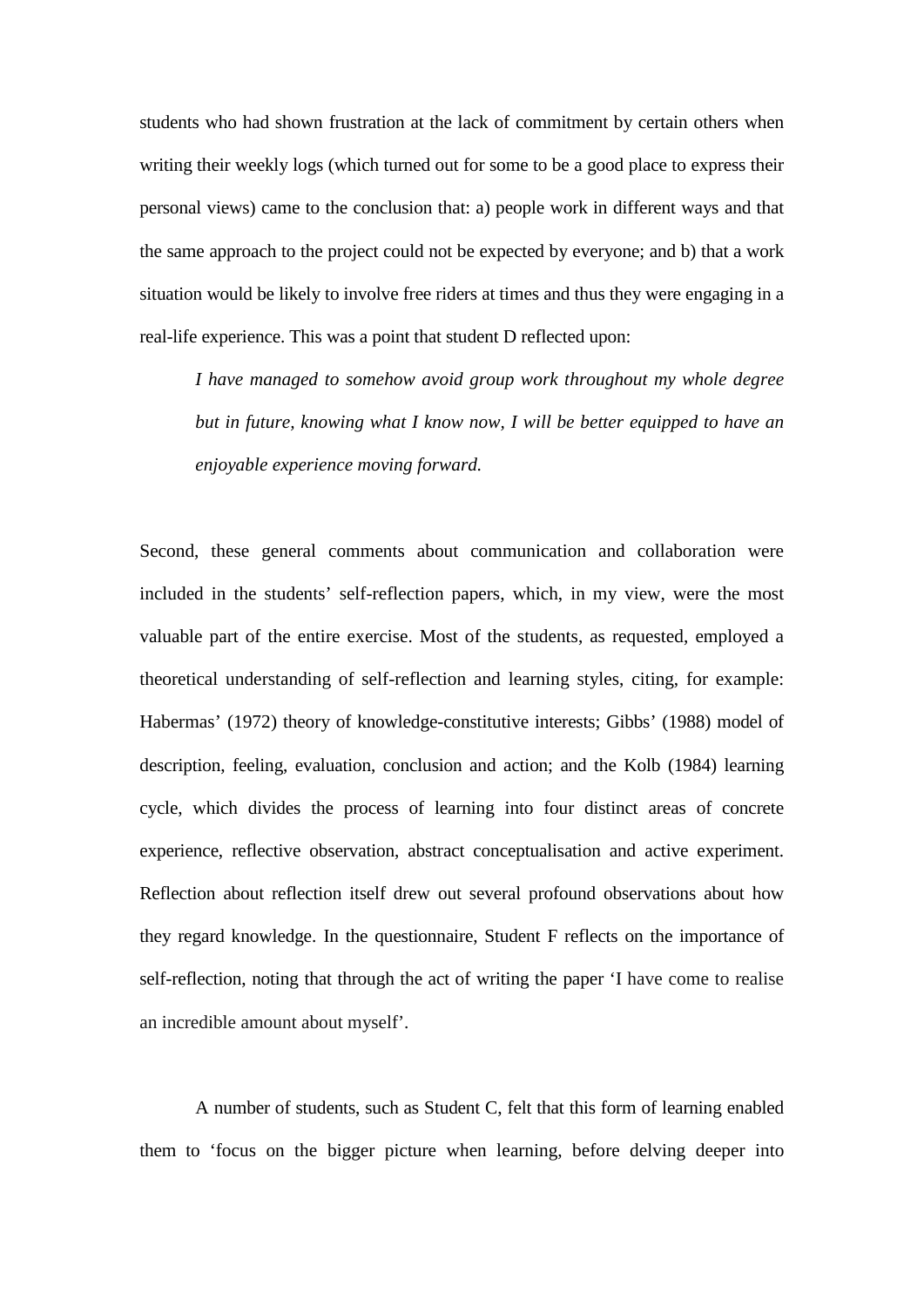students who had shown frustration at the lack of commitment by certain others when writing their weekly logs (which turned out for some to be a good place to express their personal views) came to the conclusion that: a) people work in different ways and that the same approach to the project could not be expected by everyone; and b) that a work situation would be likely to involve free riders at times and thus they were engaging in a real-life experience. This was a point that student D reflected upon:

> *I have managed to somehow avoid group work throughout my whole degree but in future, knowing what I know now, I will be better equipped to have an enjoyable experience moving forward.*

Second, these general comments about communication and collaboration were included in the students' self-reflection papers, which, in my view, were the most valuable part of the entire exercise. Most of the students, as requested, employed a theoretical understanding of self-reflection and learning styles, citing, for example: Habermas' (1972) theory of knowledge-constitutive interests; Gibbs' (1988) model of description, feeling, evaluation, conclusion and action; and the Kolb (1984) learning cycle, which divides the process of learning into four distinct areas of concrete experience, reflective observation, abstract conceptualisation and active experiment. Reflection about reflection itself drew out several profound observations about how they regard knowledge. In the questionnaire, Student F reflects on the importance of self-reflection, noting that through the act of writing the paper 'I have come to realise an incredible amount about myself'.

A number of students, such as Student C, felt that this form of learning enabled them to 'focus on the bigger picture when learning, before delving deeper into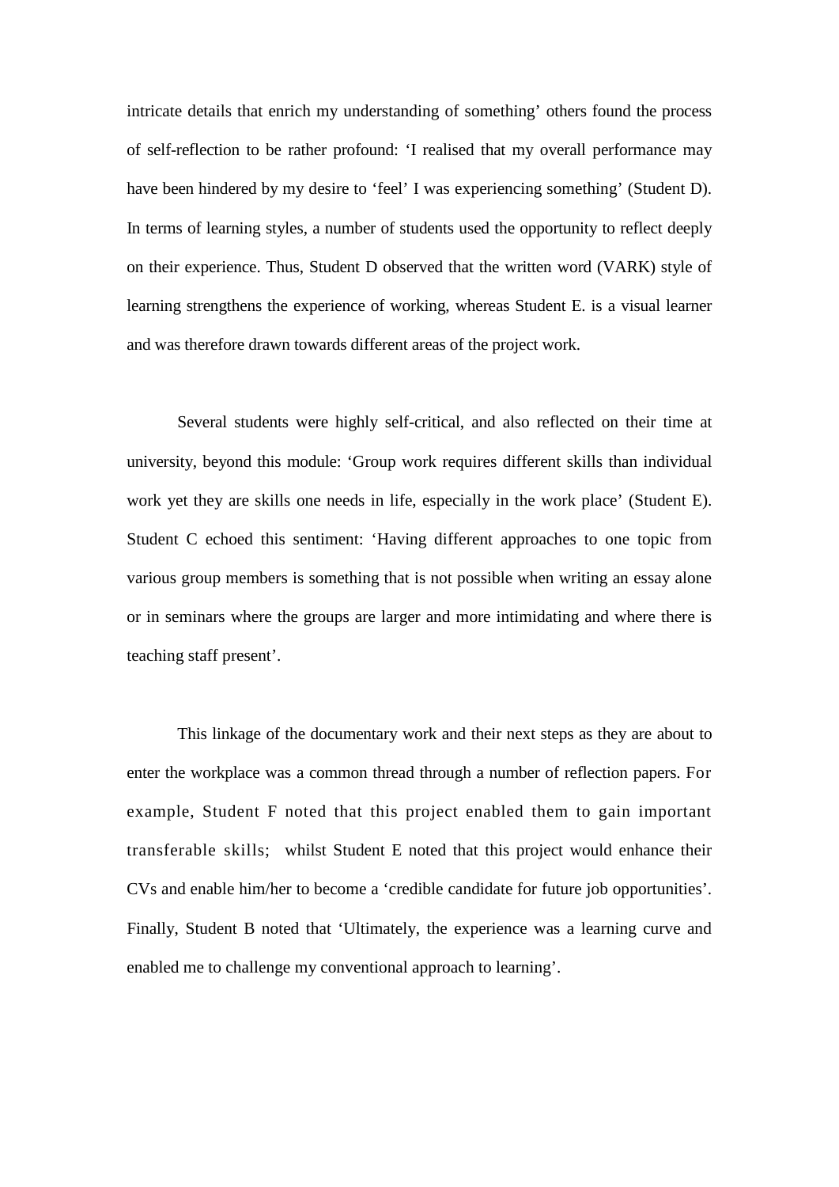intricate details that enrich my understanding of something' others found the process of self-reflection to be rather profound: 'I realised that my overall performance may have been hindered by my desire to 'feel' I was experiencing something' (Student D). In terms of learning styles, a number of students used the opportunity to reflect deeply on their experience. Thus, Student D observed that the written word (VARK) style of learning strengthens the experience of working, whereas Student E. is a visual learner and was therefore drawn towards different areas of the project work.

Several students were highly self-critical, and also reflected on their time at university, beyond this module: 'Group work requires different skills than individual work yet they are skills one needs in life, especially in the work place' (Student E). Student C echoed this sentiment: 'Having different approaches to one topic from various group members is something that is not possible when writing an essay alone or in seminars where the groups are larger and more intimidating and where there is teaching staff present'.

This linkage of the documentary work and their next steps as they are about to enter the workplace was a common thread through a number of reflection papers. For example, Student F noted that this project enabled them to gain important transferable skills; whilst Student E noted that this project would enhance their CVs and enable him/her to become a 'credible candidate for future job opportunities'. Finally, Student B noted that 'Ultimately, the experience was a learning curve and enabled me to challenge my conventional approach to learning'.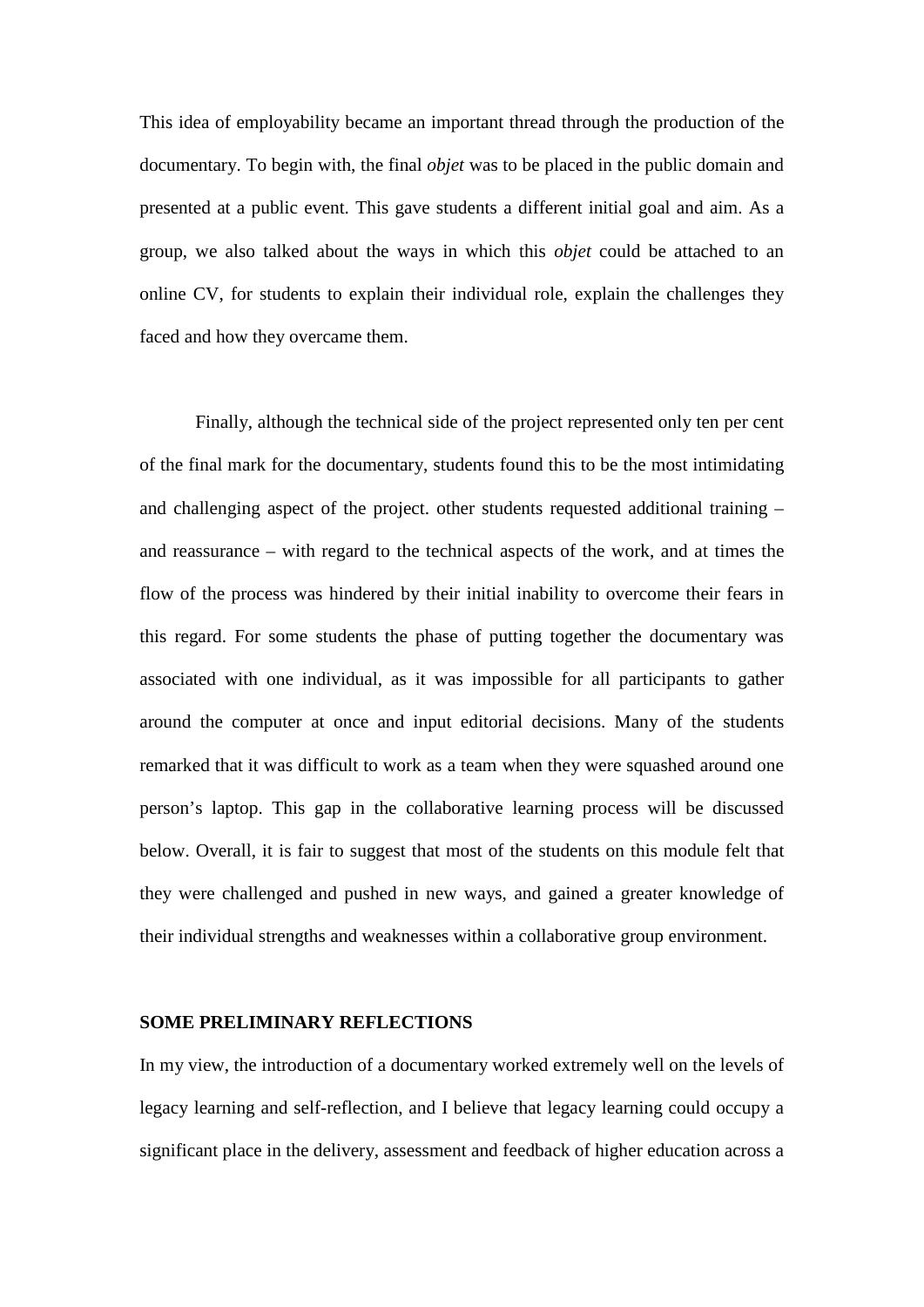This idea of employability became an important thread through the production of the documentary. To begin with, the final *objet* was to be placed in the public domain and presented at a public event. This gave students a different initial goal and aim. As a group, we also talked about the ways in which this *objet* could be attached to an online CV, for students to explain their individual role, explain the challenges they faced and how they overcame them.

Finally, although the technical side of the project represented only ten per cent of the final mark for the documentary, students found this to be the most intimidating and challenging aspect of the project. other students requested additional training – and reassurance – with regard to the technical aspects of the work, and at times the flow of the process was hindered by their initial inability to overcome their fears in this regard. For some students the phase of putting together the documentary was associated with one individual, as it was impossible for all participants to gather around the computer at once and input editorial decisions. Many of the students remarked that it was difficult to work as a team when they were squashed around one person's laptop. This gap in the collaborative learning process will be discussed below. Overall, it is fair to suggest that most of the students on this module felt that they were challenged and pushed in new ways, and gained a greater knowledge of their individual strengths and weaknesses within a collaborative group environment.

## SOME PRELIMINARY REFLECTIONS

In my view, the introduction of a documentary worked extremely well on the levels of legacy learning and self-reflection, and I believe that legacy learning could occupy a significant place in the delivery, assessment and feedback of higher education across a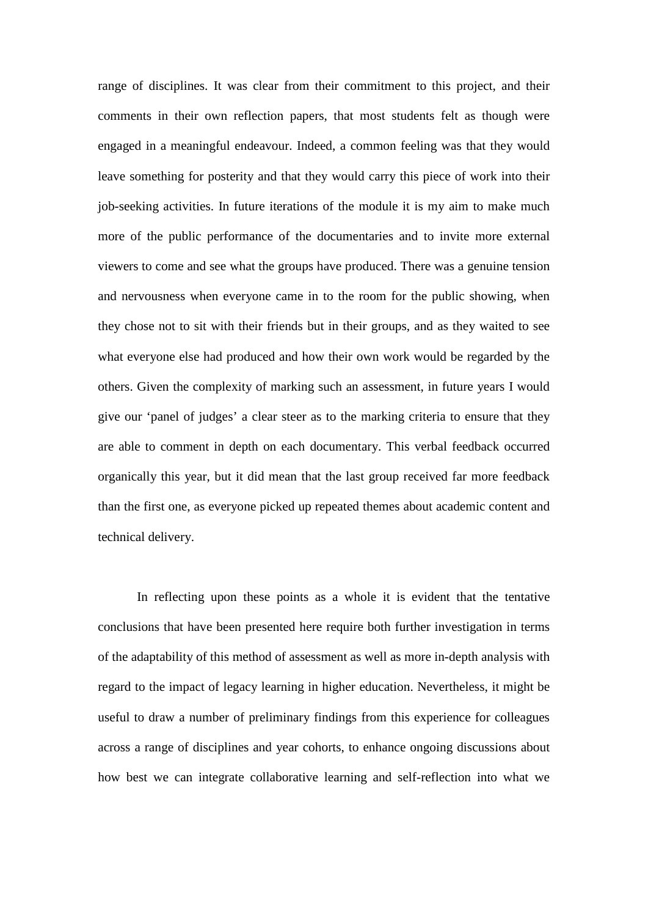range of disciplines. It was clear from their commitment to this project, and their comments in their own reflection papers, that most students felt as though were engaged in a meaningful endeavour. Indeed, a common feeling was that they would leave something for posterity and that they would carry this piece of work into their job-seeking activities. In future iterations of the module it is my aim to make much more of the public performance of the documentaries and to invite more external viewers to come and see what the groups have produced. There was a genuine tension and nervousness when everyone came in to the room for the public showing, when they chose not to sit with their friends but in their groups, and as they waited to see what everyone else had produced and how their own work would be regarded by the others. Given the complexity of marking such an assessment, in future years I would give our 'panel of judges' a clear steer as to the marking criteria to ensure that they are able to comment in depth on each documentary. This verbal feedback occurred organically this year, but it did mean that the last group received far more feedback than the first one, as everyone picked up repeated themes about academic content and technical delivery.

In reflecting upon these points as a whole it is evident that the tentative conclusions that have been presented here require both further investigation in terms of the adaptability of this method of assessment as well as more in-depth analysis with regard to the impact of legacy learning in higher education. Nevertheless, it might be useful to draw a number of preliminary findings from this experience for colleagues across a range of disciplines and year cohorts, to enhance ongoing discussions about how best we can integrate collaborative learning and self-reflection into what we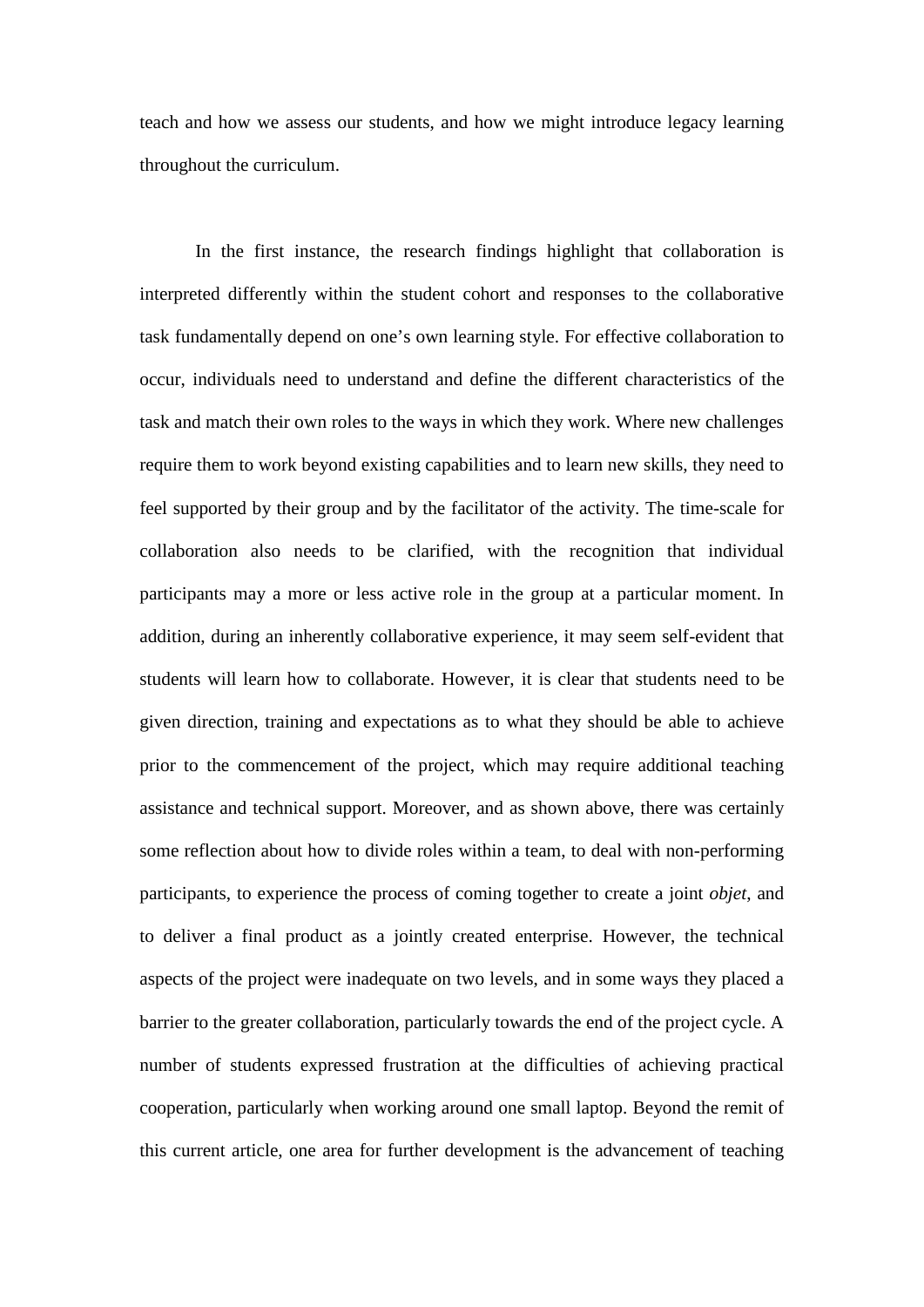teach and how we assess our students, and how we might introduce legacy learning throughout the curriculum.

In the first instance, the research findings highlight that collaboration is interpreted differently within the student cohort and responses to the collaborative task fundamentally depend on one's own learning style. For effective collaboration to occur, individuals need to understand and define the different characteristics of the task and match their own roles to the ways in which they work. Where new challenges require them to work beyond existing capabilities and to learn new skills, they need to feel supported by their group and by the facilitator of the activity. The time-scale for collaboration also needs to be clarified, with the recognition that individual participants may a more or less active role in the group at a particular moment. In addition, during an inherently collaborative experience, it may seem self-evident that students will learn how to collaborate. However, it is clear that students need to be given direction, training and expectations as to what they should be able to achieve prior to the commencement of the project, which may require additional teaching assistance and technical support. Moreover, and as shown above, there was certainly some reflection about how to divide roles within a team, to deal with non-performing participants, to experience the process of coming together to create a joint *objet*, and to deliver a final product as a jointly created enterprise. However, the technical aspects of the project were inadequate on two levels, and in some ways they placed a barrier to the greater collaboration, particularly towards the end of the project cycle. A number of students expressed frustration at the difficulties of achieving practical cooperation, particularly when working around one small laptop. Beyond the remit of this current article, one area for further development is the advancement of teaching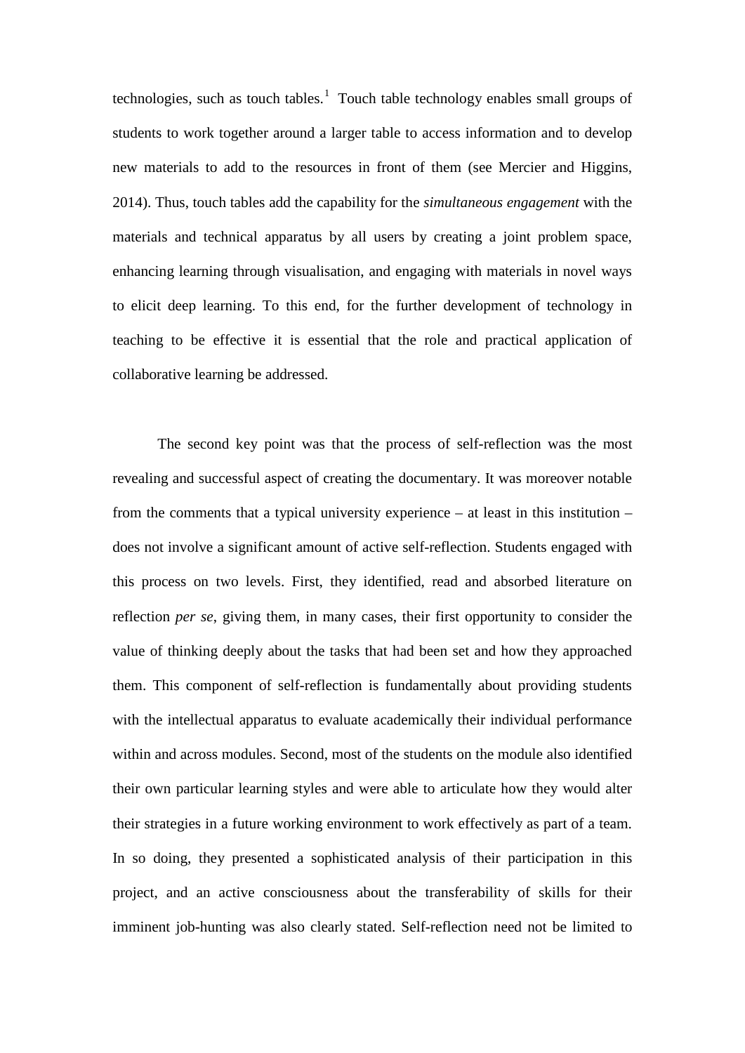technologies, such as touch tables.[1] Touch table technology enables small groups of students to work together around a larger table to access information and to develop new materials to add to the resources in front of them (see Mercier and Higgins, 2014). Thus, touch tables add the capability for the *simultaneous engagement* with the materials and technical apparatus by all users by creating a joint problem space, enhancing learning through visualisation, and engaging with materials in novel ways to elicit deep learning. To this end, for the further development of technology in teaching to be effective it is essential that the role and practical application of collaborative learning be addressed.

The second key point was that the process of self-reflection was the most revealing and successful aspect of creating the documentary. It was moreover notable from the comments that a typical university experience – at least in this institution – does not involve a significant amount of active self-reflection. Students engaged with this process on two levels. First, they identified, read and absorbed literature on reflection *per se*, giving them, in many cases, their first opportunity to consider the value of thinking deeply about the tasks that had been set and how they approached them. This component of self-reflection is fundamentally about providing students with the intellectual apparatus to evaluate academically their individual performance within and across modules. Second, most of the students on the module also identified their own particular learning styles and were able to articulate how they would alter their strategies in a future working environment to work effectively as part of a team. In so doing, they presented a sophisticated analysis of their participation in this project, and an active consciousness about the transferability of skills for their imminent job-hunting was also clearly stated. Self-reflection need not be limited to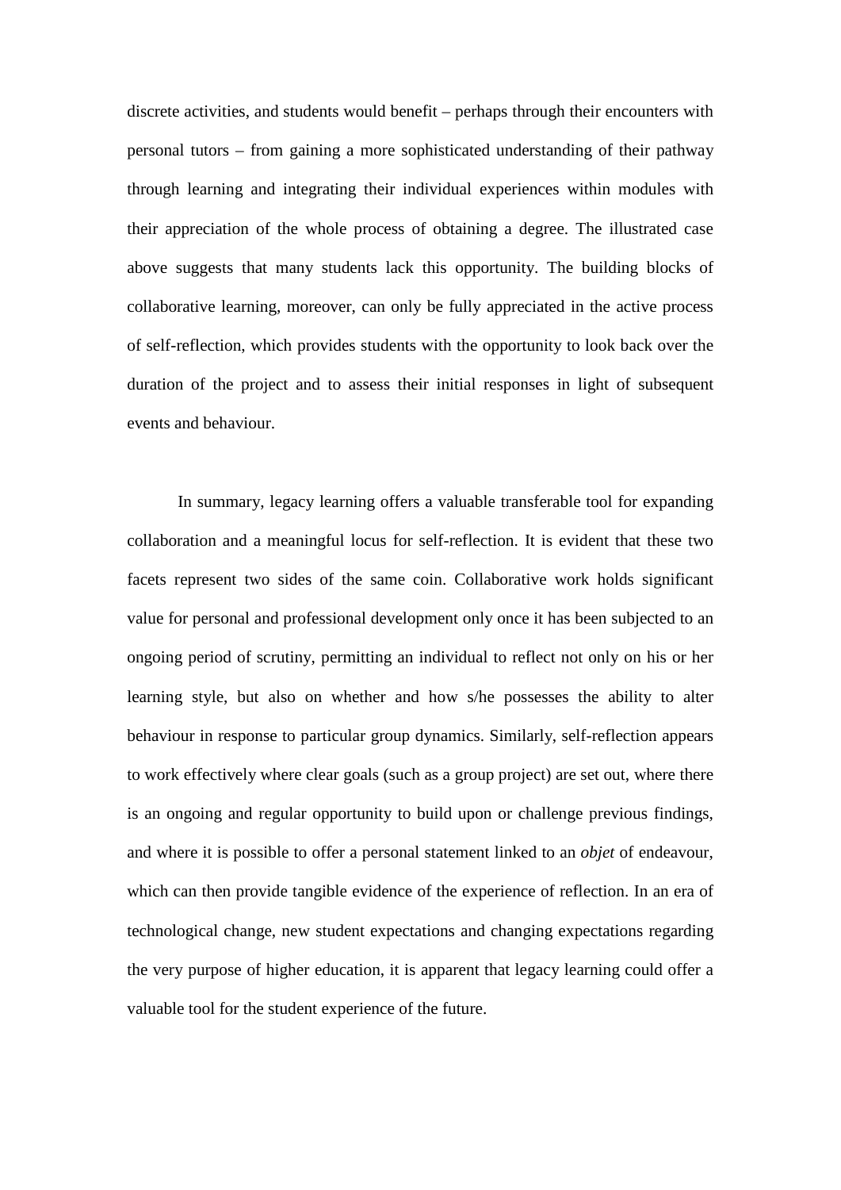discrete activities, and students would benefit – perhaps through their encounters with personal tutors – from gaining a more sophisticated understanding of their pathway through learning and integrating their individual experiences within modules with their appreciation of the whole process of obtaining a degree. The illustrated case above suggests that many students lack this opportunity. The building blocks of collaborative learning, moreover, can only be fully appreciated in the active process of self-reflection, which provides students with the opportunity to look back over the duration of the project and to assess their initial responses in light of subsequent events and behaviour.

In summary, legacy learning offers a valuable transferable tool for expanding collaboration and a meaningful locus for self-reflection. It is evident that these two facets represent two sides of the same coin. Collaborative work holds significant value for personal and professional development only once it has been subjected to an ongoing period of scrutiny, permitting an individual to reflect not only on his or her learning style, but also on whether and how s/he possesses the ability to alter behaviour in response to particular group dynamics. Similarly, self-reflection appears to work effectively where clear goals (such as a group project) are set out, where there is an ongoing and regular opportunity to build upon or challenge previous findings, and where it is possible to offer a personal statement linked to an *objet* of endeavour, which can then provide tangible evidence of the experience of reflection. In an era of technological change, new student expectations and changing expectations regarding the very purpose of higher education, it is apparent that legacy learning could offer a valuable tool for the student experience of the future.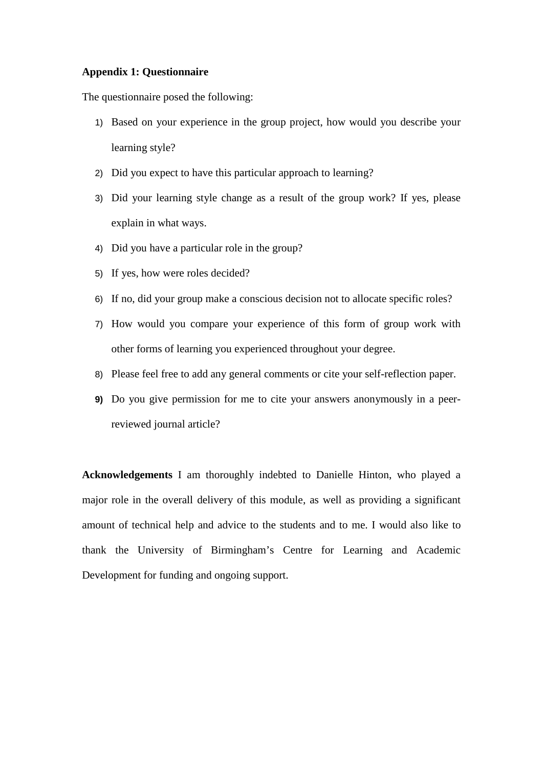**Appendix 1: Questionnaire**

The questionnaire posed the following:

1) Based on your experience in the group project, how would you describe your learning style?
2) Did you expect to have this particular approach to learning?
3) Did your learning style change as a result of the group work? If yes, please explain in what ways.
4) Did you have a particular role in the group?
5) If yes, how were roles decided?
6) If no, did your group make a conscious decision not to allocate specific roles?
7) How would you compare your experience of this form of group work with other forms of learning you experienced throughout your degree.
8) Please feel free to add any general comments or cite your self-reflection paper.
9) Do you give permission for me to cite your answers anonymously in a peer-reviewed journal article?

**Acknowledgements** I am thoroughly indebted to Danielle Hinton, who played a major role in the overall delivery of this module, as well as providing a significant amount of technical help and advice to the students and to me. I would also like to thank the University of Birmingham's Centre for Learning and Academic Development for funding and ongoing support.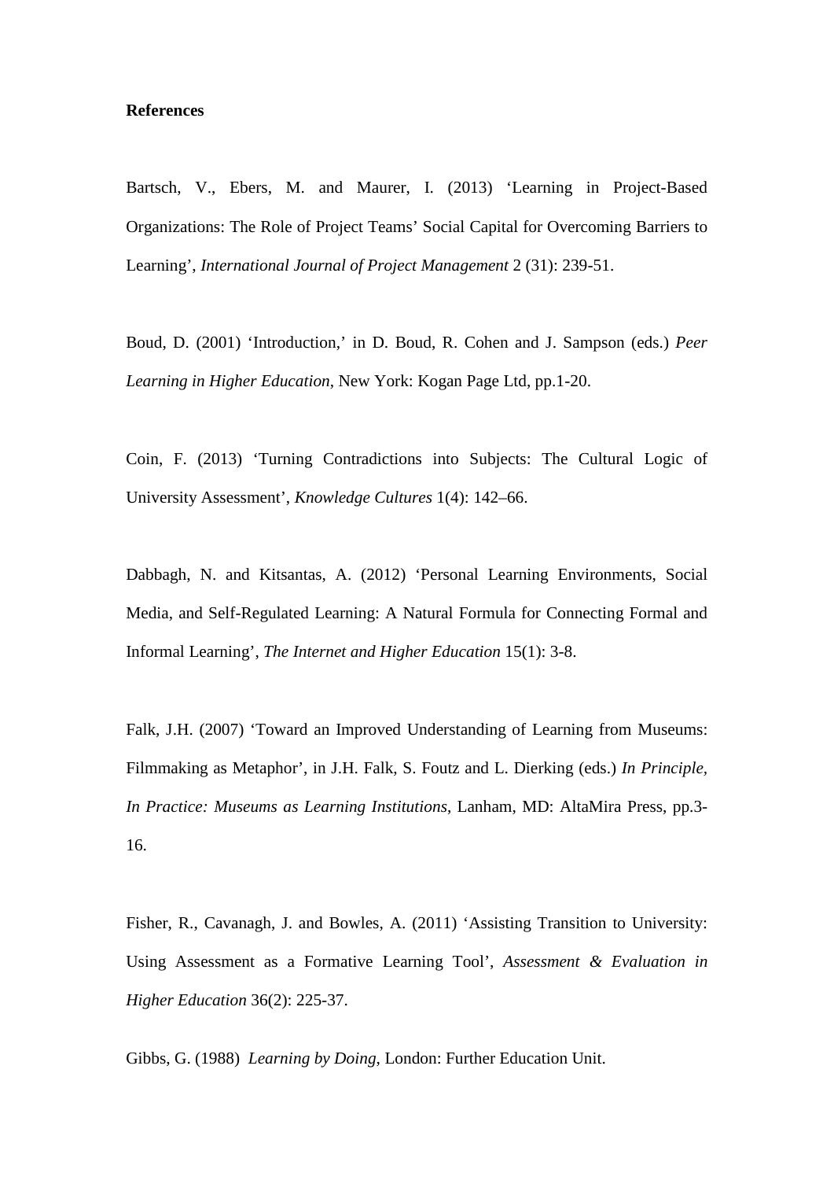**References**

Bartsch, V., Ebers, M. and Maurer, I. (2013) 'Learning in Project-Based Organizations: The Role of Project Teams' Social Capital for Overcoming Barriers to Learning', *International Journal of Project Management* 2 (31): 239-51.

Boud, D. (2001) 'Introduction,' in D. Boud, R. Cohen and J. Sampson (eds.) *Peer Learning in Higher Education*, New York: Kogan Page Ltd, pp.1-20.

Coin, F. (2013) 'Turning Contradictions into Subjects: The Cultural Logic of University Assessment', *Knowledge Cultures* 1(4): 142–66.

Dabbagh, N. and Kitsantas, A. (2012) 'Personal Learning Environments, Social Media, and Self-Regulated Learning: A Natural Formula for Connecting Formal and Informal Learning', *The Internet and Higher Education* 15(1): 3-8.

Falk, J.H. (2007) 'Toward an Improved Understanding of Learning from Museums: Filmmaking as Metaphor', in J.H. Falk, S. Foutz and L. Dierking (eds.) *In Principle, In Practice: Museums as Learning Institutions*, Lanham, MD: AltaMira Press, pp.3-16.

Fisher, R., Cavanagh, J. and Bowles, A. (2011) 'Assisting Transition to University: Using Assessment as a Formative Learning Tool', *Assessment & Evaluation in Higher Education* 36(2): 225-37.

Gibbs, G. (1988) *Learning by Doing*, London: Further Education Unit.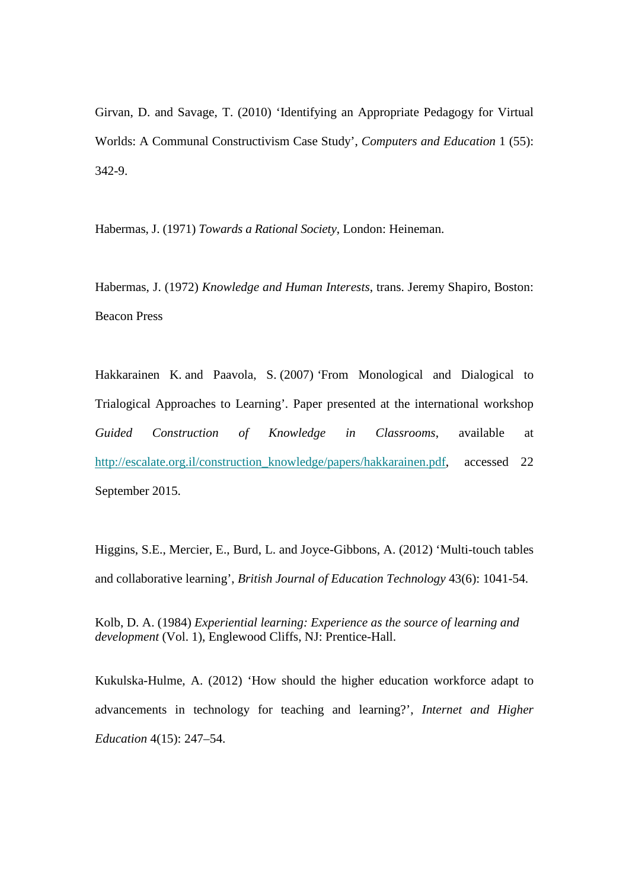Girvan, D. and Savage, T. (2010) 'Identifying an Appropriate Pedagogy for Virtual Worlds: A Communal Constructivism Case Study', *Computers and Education* 1 (55): 342-9.

Habermas, J. (1971) *Towards a Rational Society*, London: Heineman.

Habermas, J. (1972) *Knowledge and Human Interests*, trans. Jeremy Shapiro, Boston: Beacon Press

Hakkarainen K. and Paavola, S. (2007) 'From Monological and Dialogical to Trialogical Approaches to Learning'. Paper presented at the international workshop *Guided Construction of Knowledge in Classrooms*, available at http://escalate.org.il/construction_knowledge/papers/hakkarainen.pdf, accessed 22 September 2015.

Higgins, S.E., Mercier, E., Burd, L. and Joyce-Gibbons, A. (2012) 'Multi-touch tables and collaborative learning', *British Journal of Education Technology* 43(6): 1041-54.

Kolb, D. A. (1984) *Experiential learning: Experience as the source of learning and development* (Vol. 1), Englewood Cliffs, NJ: Prentice-Hall.

Kukulska-Hulme, A. (2012) 'How should the higher education workforce adapt to advancements in technology for teaching and learning?', *Internet and Higher Education* 4(15): 247–54.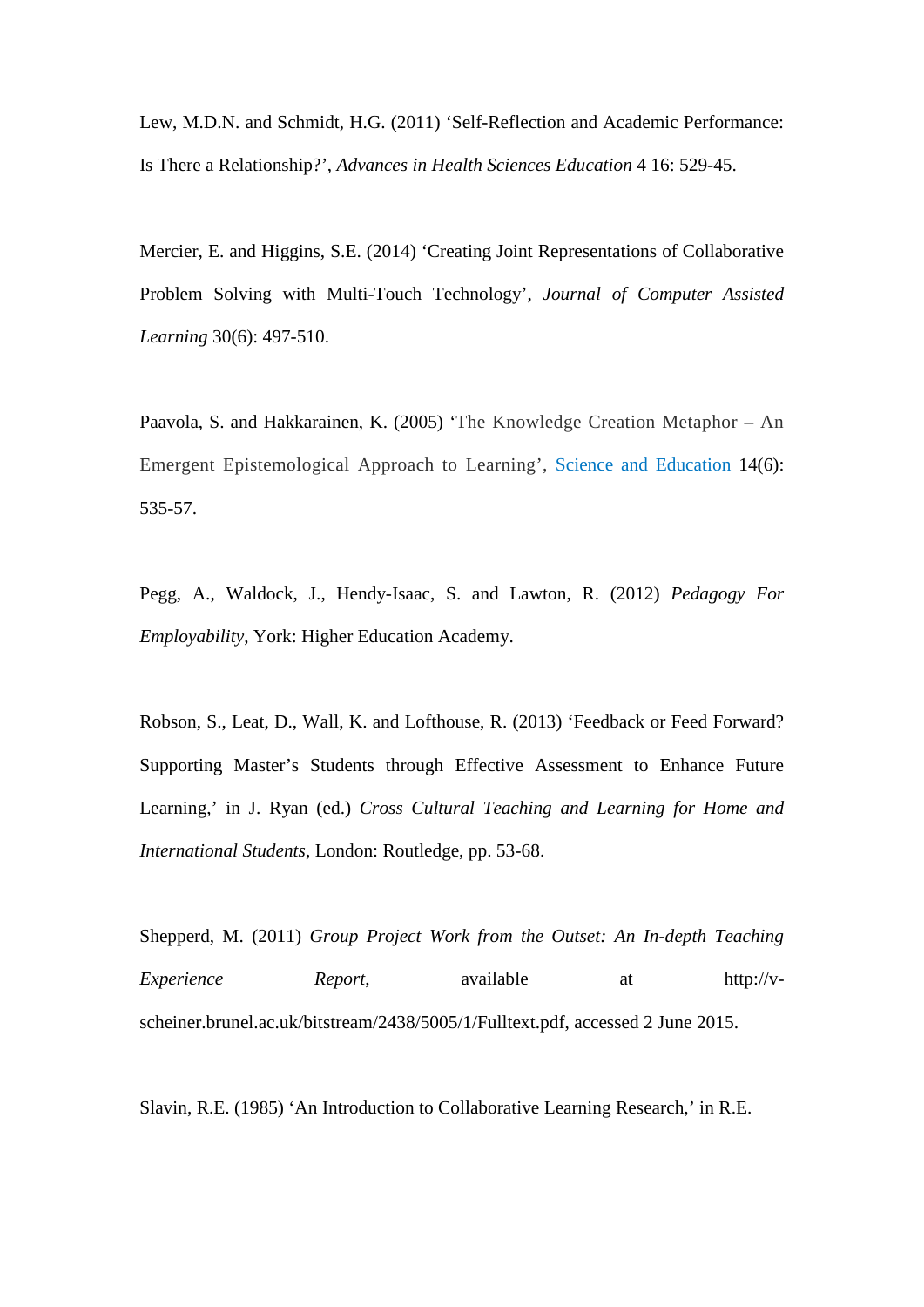Lew, M.D.N. and Schmidt, H.G. (2011) ‘Self-Reflection and Academic Performance: Is There a Relationship?’, *Advances in Health Sciences Education* 4 16: 529-45.

Mercier, E. and Higgins, S.E. (2014) ‘Creating Joint Representations of Collaborative Problem Solving with Multi-Touch Technology’, *Journal of Computer Assisted Learning* 30(6): 497-510.

Paavola, S. and Hakkarainen, K. (2005) ‘The Knowledge Creation Metaphor – An Emergent Epistemological Approach to Learning’, Science and Education 14(6): 535-57.

Pegg, A., Waldock, J., Hendy-Isaac, S. and Lawton, R. (2012) *Pedagogy For Employability*, York: Higher Education Academy.

Robson, S., Leat, D., Wall, K. and Lofthouse, R. (2013) ‘Feedback or Feed Forward? Supporting Master’s Students through Effective Assessment to Enhance Future Learning,’ in J. Ryan (ed.) *Cross Cultural Teaching and Learning for Home and International Students*, London: Routledge, pp. 53-68.

Shepperd, M. (2011) *Group Project Work from the Outset: An In-depth Teaching Experience Report*, available at http://v-scheiner.brunel.ac.uk/bitstream/2438/5005/1/Fulltext.pdf, accessed 2 June 2015.

Slavin, R.E. (1985) ‘An Introduction to Collaborative Learning Research,’ in R.E.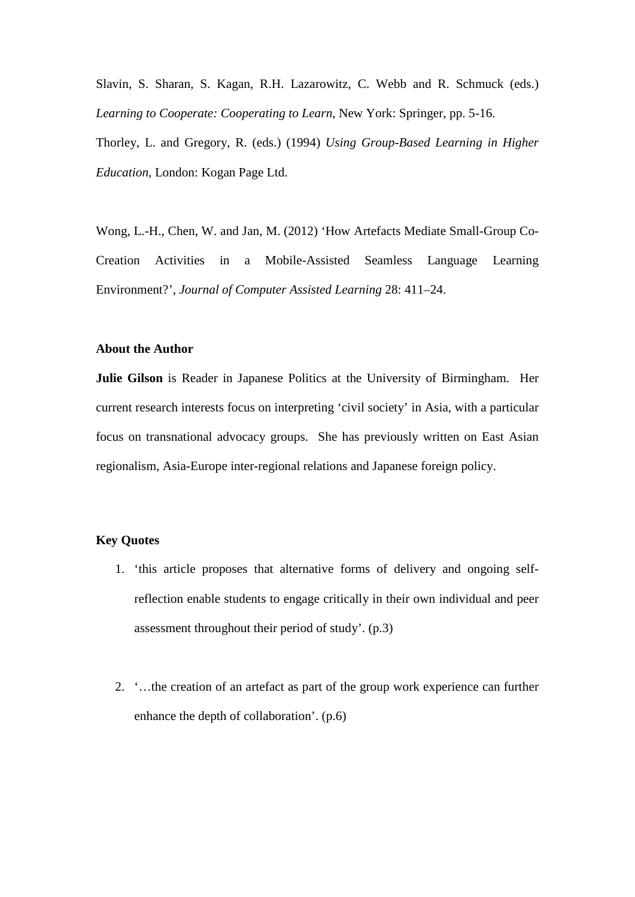Slavin, S. Sharan, S. Kagan, R.H. Lazarowitz, C. Webb and R. Schmuck (eds.) *Learning to Cooperate: Cooperating to Learn*, New York: Springer, pp. 5-16.

Thorley, L. and Gregory, R. (eds.) (1994) *Using Group-Based Learning in Higher Education*, London: Kogan Page Ltd.

Wong, L.-H., Chen, W. and Jan, M. (2012) 'How Artefacts Mediate Small-Group Co-Creation Activities in a Mobile-Assisted Seamless Language Learning Environment?', *Journal of Computer Assisted Learning* 28: 411–24.

**About the Author**

**Julie Gilson** is Reader in Japanese Politics at the University of Birmingham. Her current research interests focus on interpreting 'civil society' in Asia, with a particular focus on transnational advocacy groups. She has previously written on East Asian regionalism, Asia-Europe inter-regional relations and Japanese foreign policy.

**Key Quotes**

1. 'this article proposes that alternative forms of delivery and ongoing self-reflection enable students to engage critically in their own individual and peer assessment throughout their period of study'. (p.3)

2. '…the creation of an artefact as part of the group work experience can further enhance the depth of collaboration'. (p.6)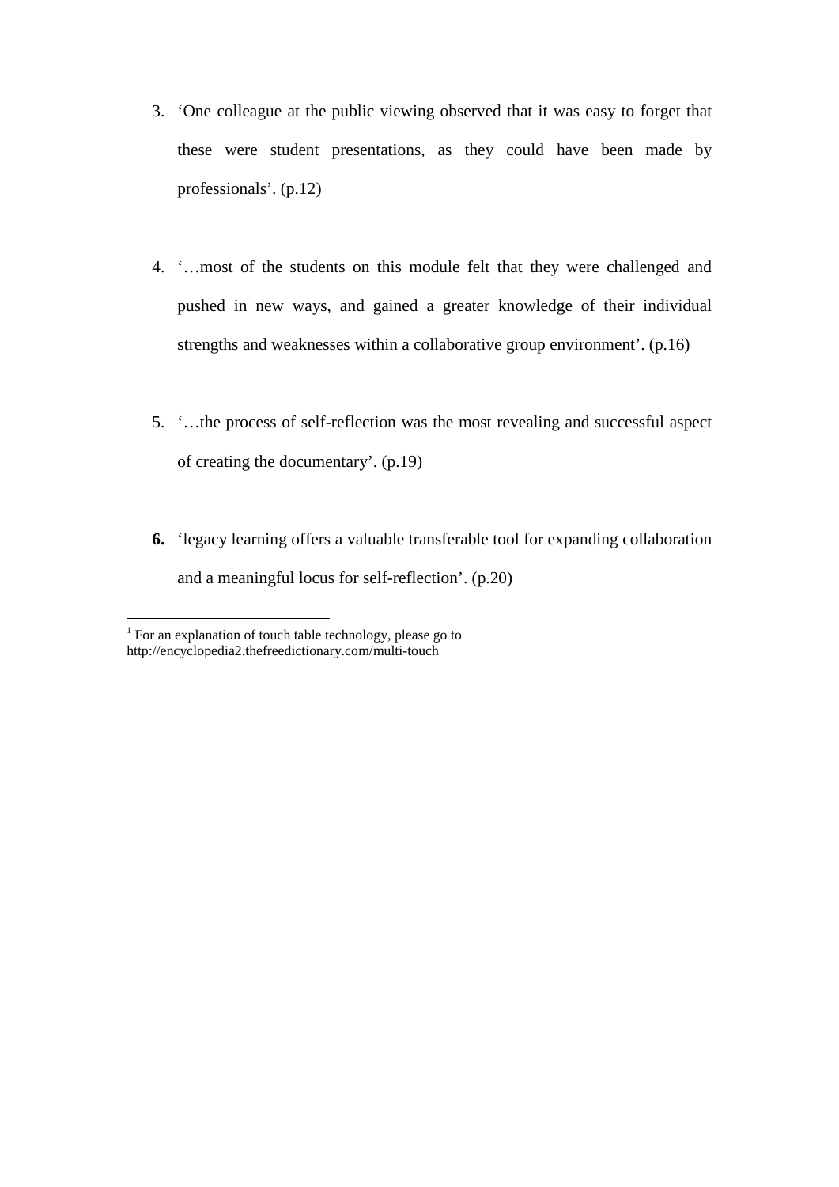3. 'One colleague at the public viewing observed that it was easy to forget that these were student presentations, as they could have been made by professionals'. (p.12)

4. '…most of the students on this module felt that they were challenged and pushed in new ways, and gained a greater knowledge of their individual strengths and weaknesses within a collaborative group environment'. (p.16)

5. '…the process of self-reflection was the most revealing and successful aspect of creating the documentary'. (p.19)

6. 'legacy learning offers a valuable transferable tool for expanding collaboration and a meaningful locus for self-reflection'. (p.20)

---

[1] For an explanation of touch table technology, please go to http://encyclopedia2.thefreedictionary.com/multi-touch